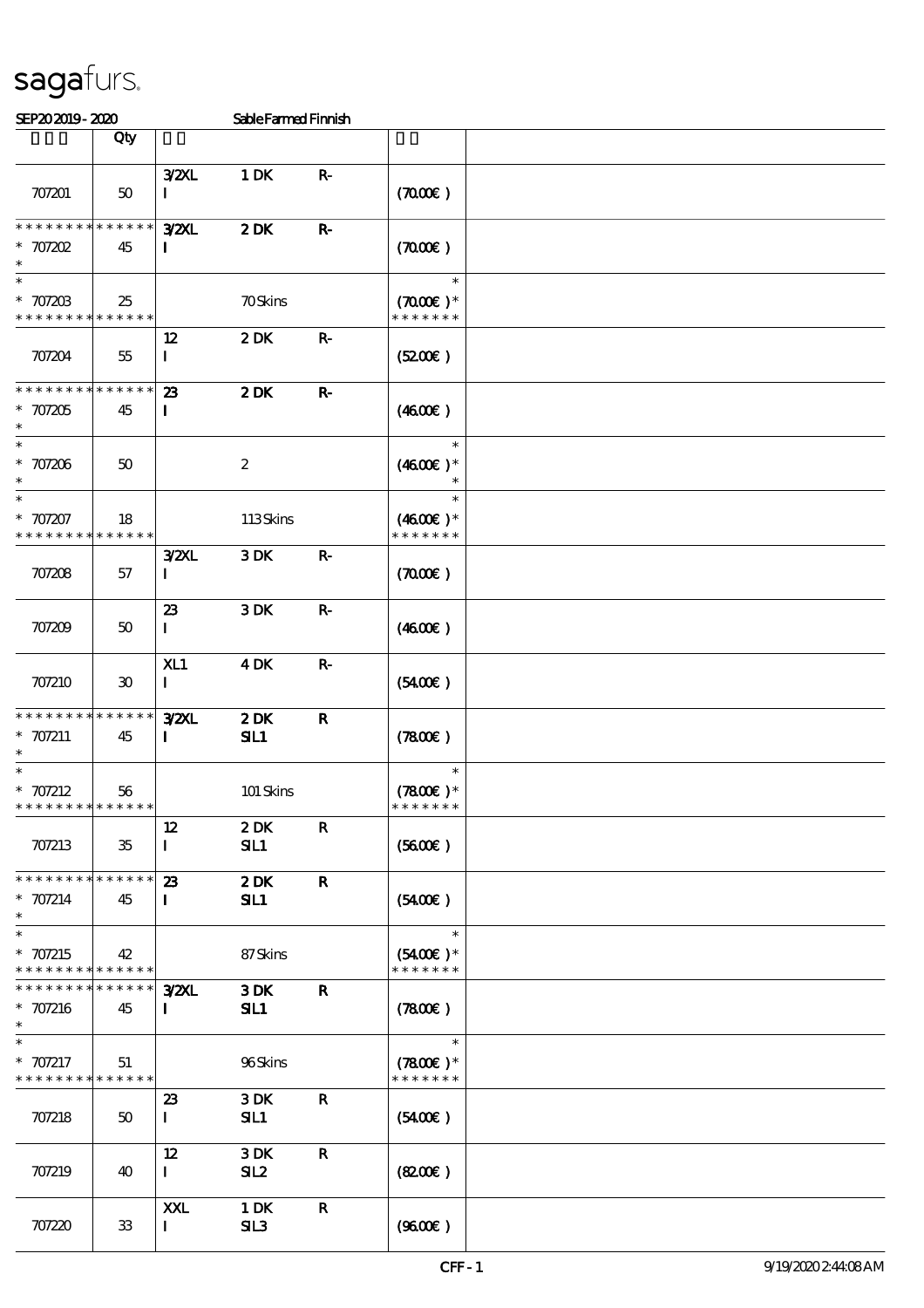# sagafurs.

SEP20 2019 - 2020 Sable Farmed Finnish

| | Qty | | | | | |
|---|---|---|---|---|---|---|
| 707201 | 50 | 3/2XL I | 1 DK | R- | (70.00€) | |
| * * * * * * * * * * * * * * <br>* 707202<br>* | 45 | 3/2XL I | 2 DK | R- | (70.00€) | |
| *<br>* 707203<br>* * * * * * * * * * * * * * | 25 | | 70 Skins | | *<br>(70.00€) *<br>* * * * * * * | |
| 707204 | 55 | 12 I | 2 DK | R- | (52.00€) | |
| * * * * * * * * * * * * * * <br>* 707205<br>* | 45 | 23 I | 2 DK | R- | (46.00€) | |
| *<br>* 707206<br>* | 50 | | 2 | | *<br>(46.00€) *<br>* | |
| *<br>* 707207<br>* * * * * * * * * * * * * * | 18 | | 113 Skins | | *<br>(46.00€) *<br>* * * * * * * | |
| 707208 | 57 | 3/2XL I | 3 DK | R- | (70.00€) | |
| 707209 | 50 | 23 I | 3 DK | R- | (46.00€) | |
| 707210 | 30 | XL1 I | 4 DK | R- | (54.00€) | |
| * * * * * * * * * * * * * * <br>* 707211<br>* | 45 | 3/2XL I | 2 DK SIL1 | R | (78.00€) | |
| *<br>* 707212<br>* * * * * * * * * * * * * * | 56 | | 101 Skins | | *<br>(78.00€) *<br>* * * * * * * | |
| 707213 | 35 | 12 I | 2 DK SIL1 | R | (56.00€) | |
| * * * * * * * * * * * * * * <br>* 707214<br>* | 45 | 23 I | 2 DK SIL1 | R | (54.00€) | |
| *<br>* 707215<br>* * * * * * * * * * * * * * | 42 | | 87 Skins | | *<br>(54.00€) *<br>* * * * * * * | |
| * * * * * * * * * * * * * * <br>* 707216<br>* | 45 | 3/2XL I | 3 DK SIL1 | R | (78.00€) | |
| *<br>* 707217<br>* * * * * * * * * * * * * * | 51 | | 96 Skins | | *<br>(78.00€) *<br>* * * * * * * | |
| 707218 | 50 | 23 I | 3 DK SIL1 | R | (54.00€) | |
| 707219 | 40 | 12 I | 3 DK SIL2 | R | (82.00€) | |
| 707220 | 33 | XXL I | 1 DK SIL3 | R | (96.00€) | |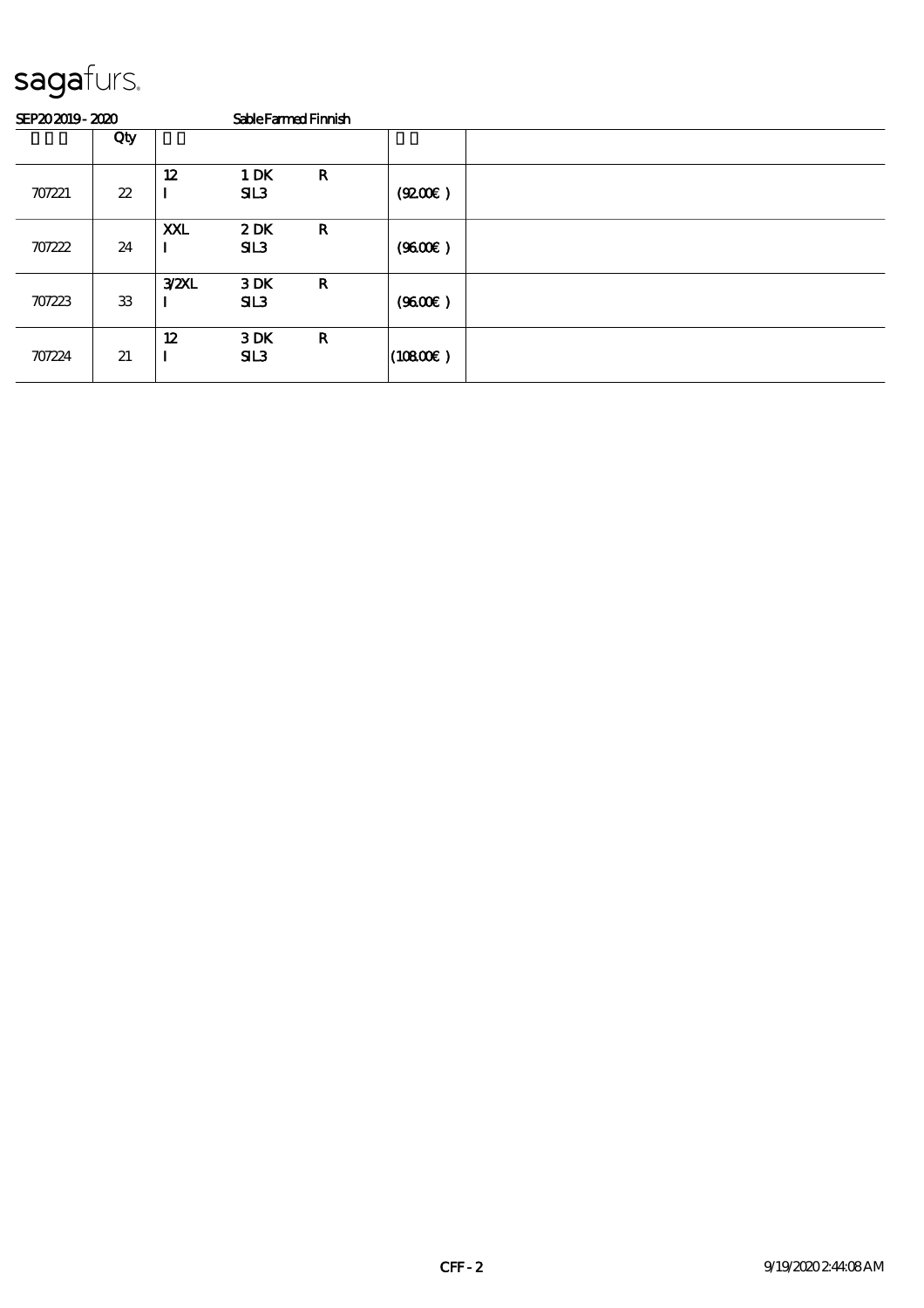sagafurs.

SEP20 2019 - 2020 Sable Farmed Finnish

| | Qty | | | | | |
|---|---|---|---|---|---|---|
| 707221 | 22 | 12<br>I | 1 DK<br>SIL3 | R | (92.00€ ) | |
| 707222 | 24 | XXL<br>I | 2 DK<br>SIL3 | R | (96.00€ ) | |
| 707223 | 33 | 3/2XL<br>I | 3 DK<br>SIL3 | R | (96.00€ ) | |
| 707224 | 21 | 12<br>I | 3 DK<br>SIL3 | R | (108.00€ ) | |

CFF - 2 9/19/2020 2:44:08 AM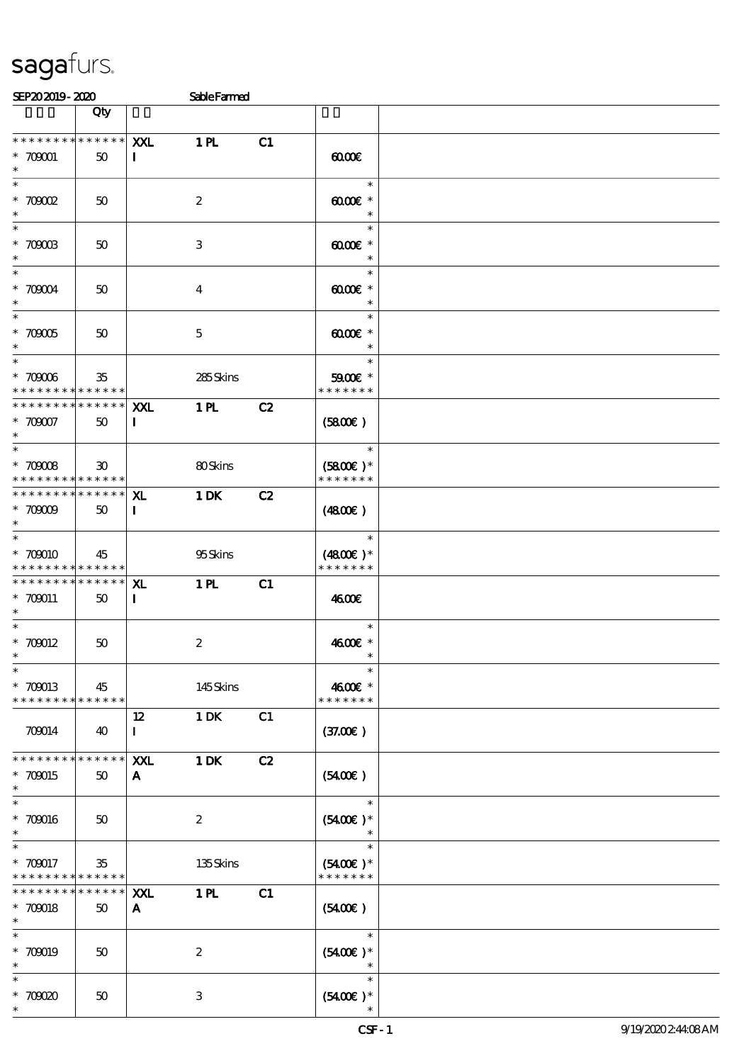sagafurs.

SEP20 2019 - 2020 Sable Farmed

| | Qty | | | | | |
|---|---|---|---|---|---|---|
| * * * * * * * * * * * * * * <br>* 709001<br>* | 50 | XXL<br>I | 1 PL | C1 | 60.00€ | |
| *<br>* 709002<br>* | 50 | | 2 | | *<br>60.00€ *<br>* | |
| *<br>* 709003<br>* | 50 | | 3 | | *<br>60.00€ *<br>* | |
| *<br>* 709004<br>* | 50 | | 4 | | *<br>60.00€ *<br>* | |
| *<br>* 709005<br>* | 50 | | 5 | | *<br>60.00€ *<br>* | |
| *<br>* 709006<br>* * * * * * * * * * * * * * | 35 | | 285 Skins | | *<br>59.00€ *<br>* * * * * * * | |
| * * * * * * * * * * * * * * <br>* 709007<br>* | 50 | XXL<br>I | 1 PL | C2 | (58.00€ ) | |
| *<br>* 709008<br>* * * * * * * * * * * * * * | 30 | | 80 Skins | | *<br>(58.00€ )*<br>* * * * * * * | |
| * * * * * * * * * * * * * * <br>* 709009<br>* | 50 | XL<br>I | 1 DK | C2 | (48.00€ ) | |
| *<br>* 709010<br>* * * * * * * * * * * * * * | 45 | | 95 Skins | | *<br>(48.00€ )*<br>* * * * * * * | |
| * * * * * * * * * * * * * * <br>* 709011<br>* | 50 | XL<br>I | 1 PL | C1 | 46.00€ | |
| *<br>* 709012<br>* | 50 | | 2 | | *<br>46.00€ *<br>* | |
| *<br>* 709013<br>* * * * * * * * * * * * * * | 45 | | 145 Skins | | *<br>46.00€ *<br>* * * * * * * | |
| 709014 | 40 | 12<br>I | 1 DK | C1 | (37.00€ ) | |
| * * * * * * * * * * * * * * <br>* 709015<br>* | 50 | XXL<br>A | 1 DK | C2 | (54.00€ ) | |
| *<br>* 709016<br>* | 50 | | 2 | | *<br>(54.00€ )*<br>* | |
| *<br>* 709017<br>* * * * * * * * * * * * * * | 35 | | 135 Skins | | *<br>(54.00€ )*<br>* * * * * * * | |
| * * * * * * * * * * * * * * <br>* 709018<br>* | 50 | XXL<br>A | 1 PL | C1 | (54.00€ ) | |
| *<br>* 709019<br>* | 50 | | 2 | | *<br>(54.00€ )*<br>* | |
| *<br>* 709020<br>* | 50 | | 3 | | *<br>(54.00€ )*<br>* | |

CSF - 1 9/19/2020 2:44:08 AM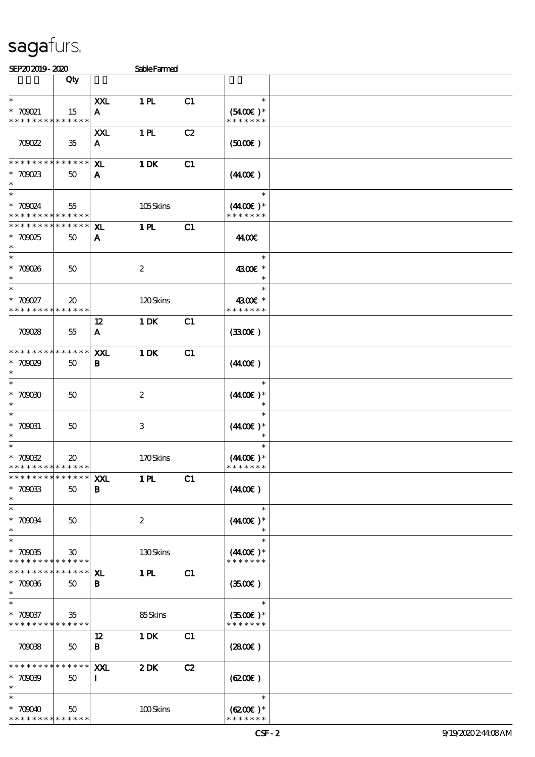sagafurs.

SEP20 2019 - 2020 Sable Farmed

| | Qty | | | | | |
|---|---|---|---|---|---|---|
| * <br> * 709021 <br> * * * * * * * * * * * * * * | 15 | XXL <br> A | 1 PL | C1 | * <br> (54.00€ )* <br> * * * * * * * | |
| 709022 | 35 | XXL <br> A | 1 PL | C2 | (50.00€ ) | |
| * * * * * * * * * * * * * * <br> * 709023 <br> * | 50 | XL <br> A | 1 DK | C1 | (44.00€ ) | |
| * <br> * 709024 <br> * * * * * * * * * * * * * * | 55 | | 105 Skins | | * <br> (44.00€ )* <br> * * * * * * * | |
| * * * * * * * * * * * * * * <br> * 709025 <br> * | 50 | XL <br> A | 1 PL | C1 | 44.00€ | |
| * <br> * 709026 <br> * | 50 | | 2 | | * <br> 43.00€ * <br> * | |
| * <br> * 709027 <br> * * * * * * * * * * * * * * | 20 | | 120 Skins | | * <br> 43.00€ * <br> * * * * * * * | |
| 709028 | 55 | 12 <br> A | 1 DK | C1 | (33.00€ ) | |
| * * * * * * * * * * * * * * <br> * 709029 <br> * | 50 | XXL <br> B | 1 DK | C1 | (44.00€ ) | |
| * <br> * 709030 <br> * | 50 | | 2 | | * <br> (44.00€ )* <br> * | |
| * <br> * 709031 <br> * | 50 | | 3 | | * <br> (44.00€ )* <br> * | |
| * <br> * 709032 <br> * * * * * * * * * * * * * * | 20 | | 170 Skins | | * <br> (44.00€ )* <br> * * * * * * * | |
| * * * * * * * * * * * * * * <br> * 709033 <br> * | 50 | XXL <br> B | 1 PL | C1 | (44.00€ ) | |
| * <br> * 709034 <br> * | 50 | | 2 | | * <br> (44.00€ )* <br> * | |
| * <br> * 709035 <br> * * * * * * * * * * * * * * | 30 | | 130 Skins | | * <br> (44.00€ )* <br> * * * * * * * | |
| * * * * * * * * * * * * * * <br> * 709036 <br> * | 50 | XL <br> B | 1 PL | C1 | (35.00€ ) | |
| * <br> * 709037 <br> * * * * * * * * * * * * * * | 35 | | 85 Skins | | * <br> (35.00€ )* <br> * * * * * * * | |
| 709038 | 50 | 12 <br> B | 1 DK | C1 | (28.00€ ) | |
| * * * * * * * * * * * * * * <br> * 709039 <br> * | 50 | XXL <br> I | 2 DK | C2 | (62.00€ ) | |
| * <br> * 709040 <br> * * * * * * * * * * * * * * | 50 | | 100 Skins | | * <br> (62.00€ )* <br> * * * * * * * | |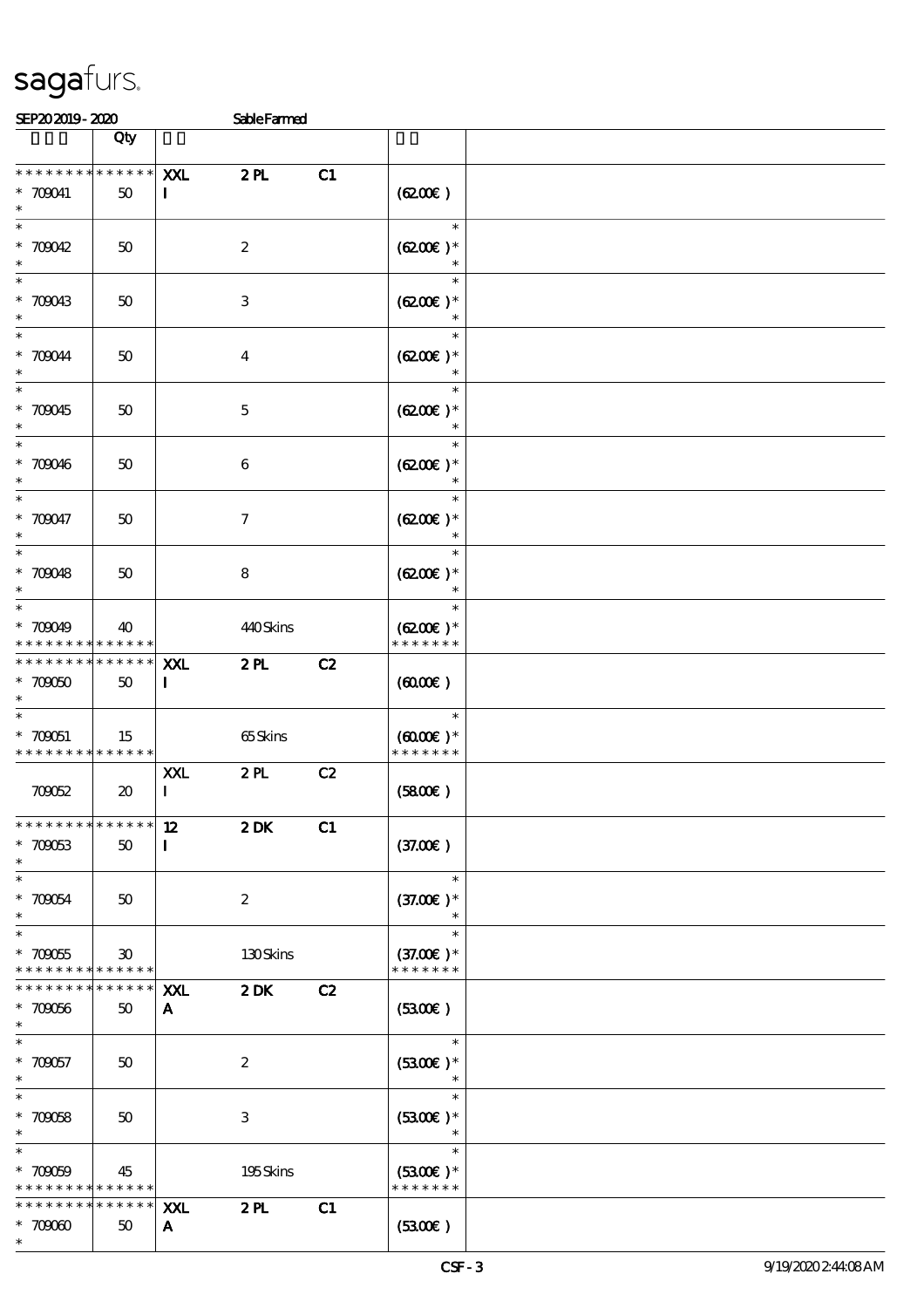# sagafurs.

SEP20 2019 - 2020 Sable Farmed

| | Qty | | | | | |
|---|---|---|---|---|---|---|
| * * * * * * * * * * * * * * | | XXL | 2 PL | C1 | | |
| * 709041 | 50 | I | | | (62.00€ ) | |
| * | | | | | | |
| * | | | | | * | |
| * 709042 | 50 | | 2 | | (62.00€ )* | |
| * | | | | | * | |
| * | | | | | * | |
| * 709043 | 50 | | 3 | | (62.00€ )* | |
| * | | | | | * | |
| * | | | | | * | |
| * 709044 | 50 | | 4 | | (62.00€ )* | |
| * | | | | | * | |
| * | | | | | * | |
| * 709045 | 50 | | 5 | | (62.00€ )* | |
| * | | | | | * | |
| * | | | | | * | |
| * 709046 | 50 | | 6 | | (62.00€ )* | |
| * | | | | | * | |
| * | | | | | * | |
| * 709047 | 50 | | 7 | | (62.00€ )* | |
| * | | | | | * | |
| * | | | | | * | |
| * 709048 | 50 | | 8 | | (62.00€ )* | |
| * | | | | | * | |
| * | | | | | * | |
| * 709049 | 40 | | 440 Skins | | (62.00€ )* | |
| * * * * * * * * * * * * * * | | | | | * * * * * * * | |
| * * * * * * * * * * * * * * | | XXL | 2 PL | C2 | | |
| * 709050 | 50 | I | | | (60.00€ ) | |
| * | | | | | | |
| * | | | | | * | |
| * 709051 | 15 | | 65 Skins | | (60.00€ )* | |
| * * * * * * * * * * * * * * | | | | | * * * * * * * | |
| | | XXL | 2 PL | C2 | | |
| 709052 | 20 | I | | | (58.00€ ) | |
| * * * * * * * * * * * * * * | | 12 | 2 DK | C1 | | |
| * 709053 | 50 | I | | | (37.00€ ) | |
| * | | | | | | |
| * | | | | | * | |
| * 709054 | 50 | | 2 | | (37.00€ )* | |
| * | | | | | * | |
| * | | | | | * | |
| * 709055 | 30 | | 130 Skins | | (37.00€ )* | |
| * * * * * * * * * * * * * * | | | | | * * * * * * * | |
| * * * * * * * * * * * * * * | | XXL | 2 DK | C2 | | |
| * 709056 | 50 | A | | | (53.00€ ) | |
| * | | | | | | |
| * | | | | | * | |
| * 709057 | 50 | | 2 | | (53.00€ )* | |
| * | | | | | * | |
| * | | | | | * | |
| * 709058 | 50 | | 3 | | (53.00€ )* | |
| * | | | | | * | |
| * | | | | | * | |
| * 709059 | 45 | | 195 Skins | | (53.00€ )* | |
| * * * * * * * * * * * * * * | | | | | * * * * * * * | |
| * * * * * * * * * * * * * * | | XXL | 2 PL | C1 | | |
| * 709060 | 50 | A | | | (53.00€ ) | |
| * | | | | | | |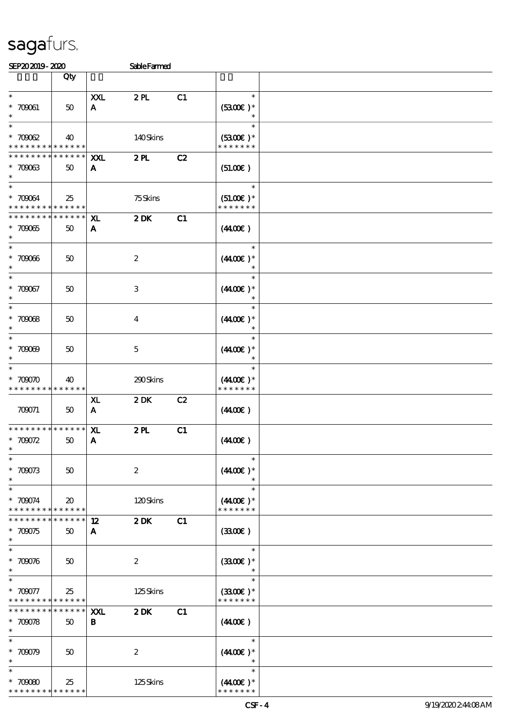sagafurs.

SEP20 2019 - 2020 Sable Farmed

| | Qty | | | | | |
|---|---|---|---|---|---|---|
| * 709061 * | 50 | XXL A | 2 PL | C1 | * (53.00€ )* * | |
| * 709062 * * * * * * * * * * * * * | 40 | | 140 Skins | | * (53.00€ )* * * * * * * * | |
| * * * * * * * * * * * * * * 709063 * | 50 | XXL A | 2 PL | C2 | (51.00€ ) | |
| * 709064 * * * * * * * * * * * * * | 25 | | 75 Skins | | * (51.00€ )* * * * * * * * | |
| * * * * * * * * * * * * * * 709065 * | 50 | XL A | 2 DK | C1 | (44.00€ ) | |
| * 709066 * | 50 | | 2 | | * (44.00€ )* * | |
| * 709067 * | 50 | | 3 | | * (44.00€ )* * | |
| * 709068 * | 50 | | 4 | | * (44.00€ )* * | |
| * 709069 * | 50 | | 5 | | * (44.00€ )* * | |
| * 709070 * * * * * * * * * * * * * | 40 | | 290 Skins | | * (44.00€ )* * * * * * * * | |
| 709071 | 50 | XL A | 2 DK | C2 | (44.00€ ) | |
| * * * * * * * * * * * * * * 709072 * | 50 | XL A | 2 PL | C1 | (44.00€ ) | |
| * 709073 * | 50 | | 2 | | * (44.00€ )* * | |
| * 709074 * * * * * * * * * * * * * | 20 | | 120 Skins | | * (44.00€ )* * * * * * * * | |
| * * * * * * * * * * * * * * 709075 * | 50 | 12 A | 2 DK | C1 | (33.00€ ) | |
| * 709076 * | 50 | | 2 | | * (33.00€ )* * | |
| * 709077 * * * * * * * * * * * * * | 25 | | 125 Skins | | * (33.00€ )* * * * * * * * | |
| * * * * * * * * * * * * * * 709078 * | 50 | XXL B | 2 DK | C1 | (44.00€ ) | |
| * 709079 * | 50 | | 2 | | * (44.00€ )* * | |
| * 709080 * * * * * * * * * * * * * | 25 | | 125 Skins | | * (44.00€ )* * * * * * * * | |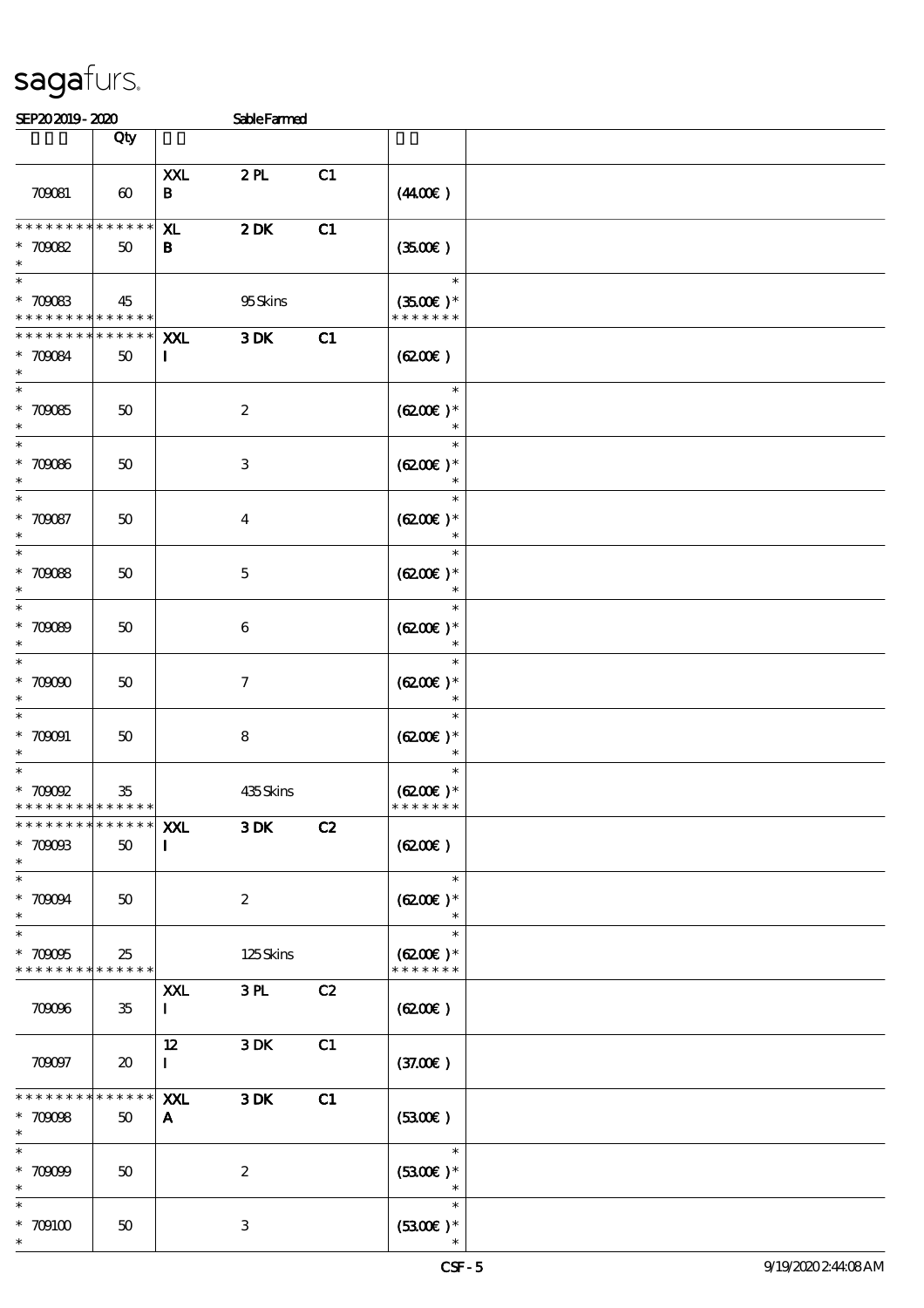SEP20 2019 - 2020 Sable Farmed

| | Qty | | | | | |
|---|---|---|---|---|---|---|
| 709081 | 60 | XXL B | 2 PL | C1 | (44.00€) | |
| * * * * * * * * * * * * * * <br>* 709082<br>* | 50 | XL B | 2 DK | C1 | (35.00€) | |
| *<br>* 709083<br>* * * * * * * * * * * * * * | 45 | | 95 Skins | | *<br>(35.00€) *<br>* * * * * * * | |
| * * * * * * * * * * * * * * <br>* 709084<br>* | 50 | XXL I | 3 DK | C1 | (62.00€) | |
| *<br>* 709085<br>* | 50 | | 2 | | *<br>(62.00€) *<br>* | |
| *<br>* 709086<br>* | 50 | | 3 | | *<br>(62.00€) *<br>* | |
| *<br>* 709087<br>* | 50 | | 4 | | *<br>(62.00€) *<br>* | |
| *<br>* 709088<br>* | 50 | | 5 | | *<br>(62.00€) *<br>* | |
| *<br>* 709089<br>* | 50 | | 6 | | *<br>(62.00€) *<br>* | |
| *<br>* 709090<br>* | 50 | | 7 | | *<br>(62.00€) *<br>* | |
| *<br>* 709091<br>* | 50 | | 8 | | *<br>(62.00€) *<br>* | |
| *<br>* 709092<br>* * * * * * * * * * * * * * | 35 | | 435 Skins | | *<br>(62.00€) *<br>* * * * * * * | |
| * * * * * * * * * * * * * * <br>* 709093<br>* | 50 | XXL I | 3 DK | C2 | (62.00€) | |
| *<br>* 709094<br>* | 50 | | 2 | | *<br>(62.00€) *<br>* | |
| *<br>* 709095<br>* * * * * * * * * * * * * * | 25 | | 125 Skins | | *<br>(62.00€) *<br>* * * * * * * | |
| 709096 | 35 | XXL I | 3 PL | C2 | (62.00€) | |
| 709097 | 20 | 12 I | 3 DK | C1 | (37.00€) | |
| * * * * * * * * * * * * * * <br>* 709098<br>* | 50 | XXL A | 3 DK | C1 | (53.00€) | |
| *<br>* 709099<br>* | 50 | | 2 | | *<br>(53.00€) *<br>* | |
| *<br>* 709100<br>* | 50 | | 3 | | *<br>(53.00€) *<br>* | |

CSF - 5 9/19/2020 2:44:08 AM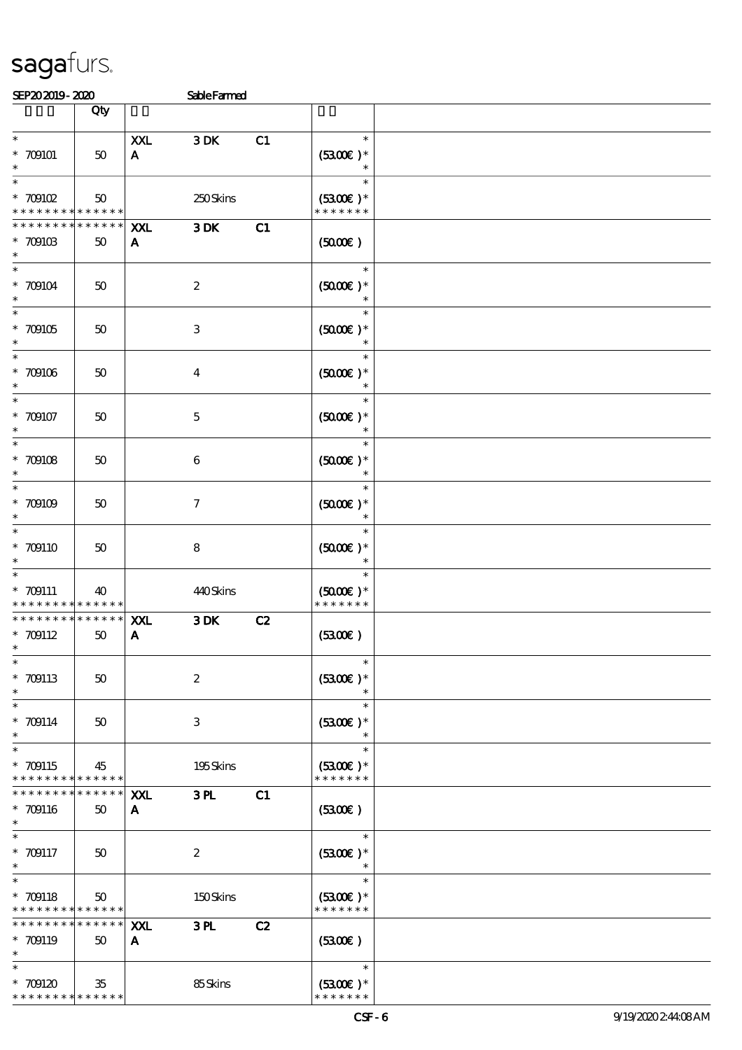sagafurs.

SEP20 2019 - 2020 Sable Farmed

| | Qty | | | | | |
|---|---|---|---|---|---|---|
| * 709101 * | 50 | XXL A | 3 DK | C1 | * (53.00€) * * | |
| * 709102 * * * * * * * * * * * * * | 50 | | 250 Skins | | * (53.00€) * * * * * * * * | |
| * * * * * * * * * * * * * * 709103 * | 50 | XXL A | 3 DK | C1 | (50.00€) | |
| * 709104 * | 50 | | 2 | | * (50.00€) * * | |
| * 709105 * | 50 | | 3 | | * (50.00€) * * | |
| * 709106 * | 50 | | 4 | | * (50.00€) * * | |
| * 709107 * | 50 | | 5 | | * (50.00€) * * | |
| * 709108 * | 50 | | 6 | | * (50.00€) * * | |
| * 709109 * | 50 | | 7 | | * (50.00€) * * | |
| * 709110 * | 50 | | 8 | | * (50.00€) * * | |
| * 709111 * * * * * * * * * * * * * | 40 | | 440 Skins | | * (50.00€) * * * * * * * * | |
| * * * * * * * * * * * * * * 709112 * | 50 | XXL A | 3 DK | C2 | (53.00€) | |
| * 709113 * | 50 | | 2 | | * (53.00€) * * | |
| * 709114 * | 50 | | 3 | | * (53.00€) * * | |
| * 709115 * * * * * * * * * * * * * | 45 | | 195 Skins | | * (53.00€) * * * * * * * * | |
| * * * * * * * * * * * * * * 709116 * | 50 | XXL A | 3 PL | C1 | (53.00€) | |
| * 709117 * | 50 | | 2 | | * (53.00€) * * | |
| * 709118 * * * * * * * * * * * * * | 50 | | 150 Skins | | * (53.00€) * * * * * * * * | |
| * * * * * * * * * * * * * * 709119 * | 50 | XXL A | 3 PL | C2 | (53.00€) | |
| * 709120 * * * * * * * * * * * * * | 35 | | 85 Skins | | * (53.00€) * * * * * * * * | |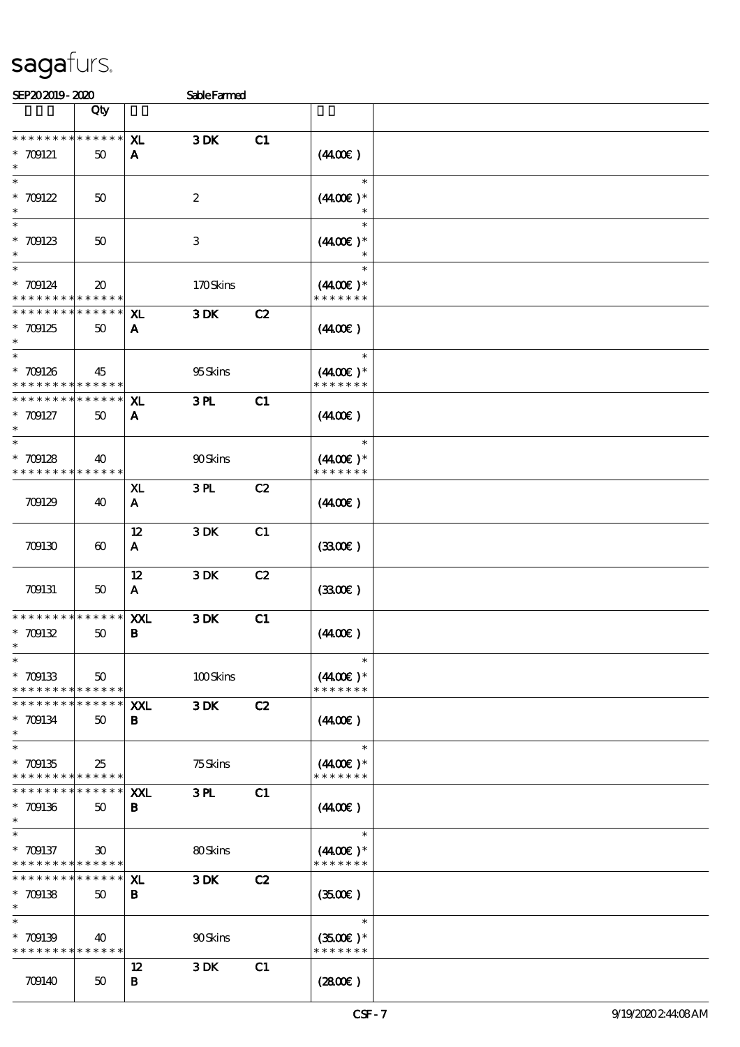sagafurs.

SEP20 2019 - 2020 Sable Farmed

| | Qty | | | | | |
|---|---|---|---|---|---|---|
| * * * * * * * * * * * * * * | | XL | 3 DK | C1 | | |
| * 709121 | 50 | A | | | (44.00€ ) | |
| * | | | | | | |
| * | | | | | * | |
| * 709122 | 50 | | 2 | | (44.00€ )* | |
| * | | | | | * | |
| * | | | | | * | |
| * 709123 | 50 | | 3 | | (44.00€ )* | |
| * | | | | | * | |
| * | | | | | * | |
| * 709124 | 20 | | 170 Skins | | (44.00€ )* | |
| * * * * * * * * * * * * * * | | | | | * * * * * * * | |
| * * * * * * * * * * * * * * | | XL | 3 DK | C2 | | |
| * 709125 | 50 | A | | | (44.00€ ) | |
| * | | | | | | |
| * | | | | | * | |
| * 709126 | 45 | | 95 Skins | | (44.00€ )* | |
| * * * * * * * * * * * * * * | | | | | * * * * * * * | |
| * * * * * * * * * * * * * * | | XL | 3 PL | C1 | | |
| * 709127 | 50 | A | | | (44.00€ ) | |
| * | | | | | | |
| * | | | | | * | |
| * 709128 | 40 | | 90 Skins | | (44.00€ )* | |
| * * * * * * * * * * * * * * | | | | | * * * * * * * | |
| | | XL | 3 PL | C2 | | |
| 709129 | 40 | A | | | (44.00€ ) | |
| | | 12 | 3 DK | C1 | | |
| 709130 | 60 | A | | | (33.00€ ) | |
| | | 12 | 3 DK | C2 | | |
| 709131 | 50 | A | | | (33.00€ ) | |
| * * * * * * * * * * * * * * | | XXL | 3 DK | C1 | | |
| * 709132 | 50 | B | | | (44.00€ ) | |
| * | | | | | | |
| * | | | | | * | |
| * 709133 | 50 | | 100 Skins | | (44.00€ )* | |
| * * * * * * * * * * * * * * | | | | | * * * * * * * | |
| * * * * * * * * * * * * * * | | XXL | 3 DK | C2 | | |
| * 709134 | 50 | B | | | (44.00€ ) | |
| * | | | | | | |
| * | | | | | * | |
| * 709135 | 25 | | 75 Skins | | (44.00€ )* | |
| * * * * * * * * * * * * * * | | | | | * * * * * * * | |
| * * * * * * * * * * * * * * | | XXL | 3 PL | C1 | | |
| * 709136 | 50 | B | | | (44.00€ ) | |
| * | | | | | | |
| * | | | | | * | |
| * 709137 | 30 | | 80 Skins | | (44.00€ )* | |
| * * * * * * * * * * * * * * | | | | | * * * * * * * | |
| * * * * * * * * * * * * * * | | XL | 3 DK | C2 | | |
| * 709138 | 50 | B | | | (35.00€ ) | |
| * | | | | | | |
| * | | | | | * | |
| * 709139 | 40 | | 90 Skins | | (35.00€ )* | |
| * * * * * * * * * * * * * * | | | | | * * * * * * * | |
| | | 12 | 3 DK | C1 | | |
| 709140 | 50 | B | | | (28.00€ ) | |

CSF - 7 9/19/2020 2:44:08 AM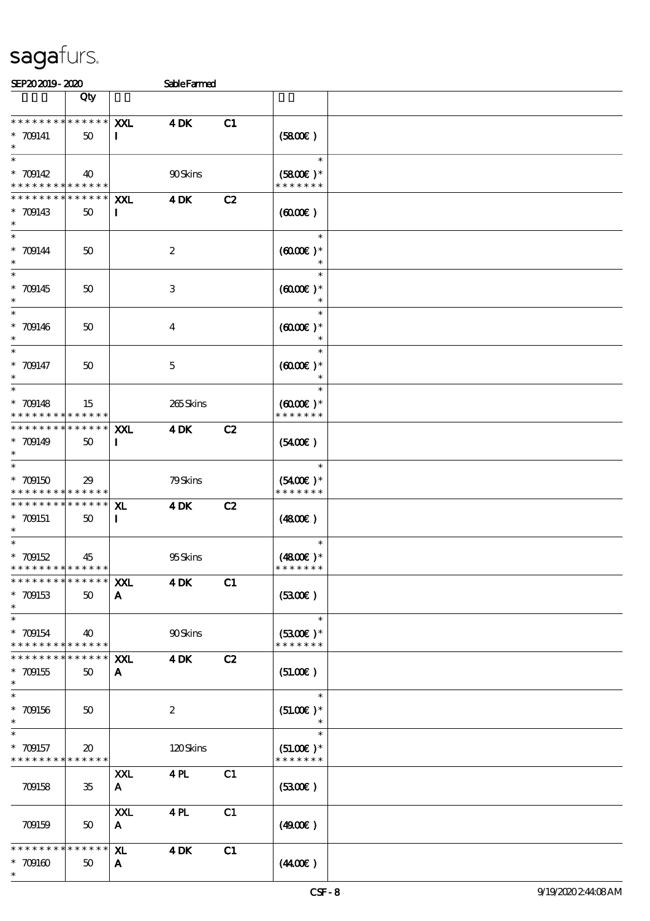# sagafurs.

SEP20 2019 - 2020 Sable Farmed

| | Qty | | | | | |
|---|---|---|---|---|---|---|
| * * * * * * * * * * * * * * <br> * 709141 <br> * | 50 | XXL <br> I | 4 DK | C1 | (58.00€ ) | |
| * <br> * 709142 <br> * * * * * * * * * * * * * * | 40 | | 90 Skins | | * <br> (58.00€ )* <br> * * * * * * * | |
| * * * * * * * * * * * * * * <br> * 709143 <br> * | 50 | XXL <br> I | 4 DK | C2 | (60.00€ ) | |
| * <br> * 709144 <br> * | 50 | | 2 | | * <br> (60.00€ )* <br> * | |
| * <br> * 709145 <br> * | 50 | | 3 | | * <br> (60.00€ )* <br> * | |
| * <br> * 709146 <br> * | 50 | | 4 | | * <br> (60.00€ )* <br> * | |
| * <br> * 709147 <br> * | 50 | | 5 | | * <br> (60.00€ )* <br> * | |
| * <br> * 709148 <br> * * * * * * * * * * * * * * | 15 | | 265 Skins | | * <br> (60.00€ )* <br> * * * * * * * | |
| * * * * * * * * * * * * * * <br> * 709149 <br> * | 50 | XXL <br> I | 4 DK | C2 | (54.00€ ) | |
| * <br> * 709150 <br> * * * * * * * * * * * * * * | 29 | | 79 Skins | | * <br> (54.00€ )* <br> * * * * * * * | |
| * * * * * * * * * * * * * * <br> * 709151 <br> * | 50 | XL <br> I | 4 DK | C2 | (48.00€ ) | |
| * <br> * 709152 <br> * * * * * * * * * * * * * * | 45 | | 95 Skins | | * <br> (48.00€ )* <br> * * * * * * * | |
| * * * * * * * * * * * * * * <br> * 709153 <br> * | 50 | XXL <br> A | 4 DK | C1 | (53.00€ ) | |
| * <br> * 709154 <br> * * * * * * * * * * * * * * | 40 | | 90 Skins | | * <br> (53.00€ )* <br> * * * * * * * | |
| * * * * * * * * * * * * * * <br> * 709155 <br> * | 50 | XXL <br> A | 4 DK | C2 | (51.00€ ) | |
| * <br> * 709156 <br> * | 50 | | 2 | | * <br> (51.00€ )* <br> * | |
| * <br> * 709157 <br> * * * * * * * * * * * * * * | 20 | | 120 Skins | | * <br> (51.00€ )* <br> * * * * * * * | |
| 709158 | 35 | XXL <br> A | 4 PL | C1 | (53.00€ ) | |
| 709159 | 50 | XXL <br> A | 4 PL | C1 | (49.00€ ) | |
| * * * * * * * * * * * * * * <br> * 709160 <br> * | 50 | XL <br> A | 4 DK | C1 | (44.00€ ) | |

CSF - 8 9/19/2020 2:44:08 AM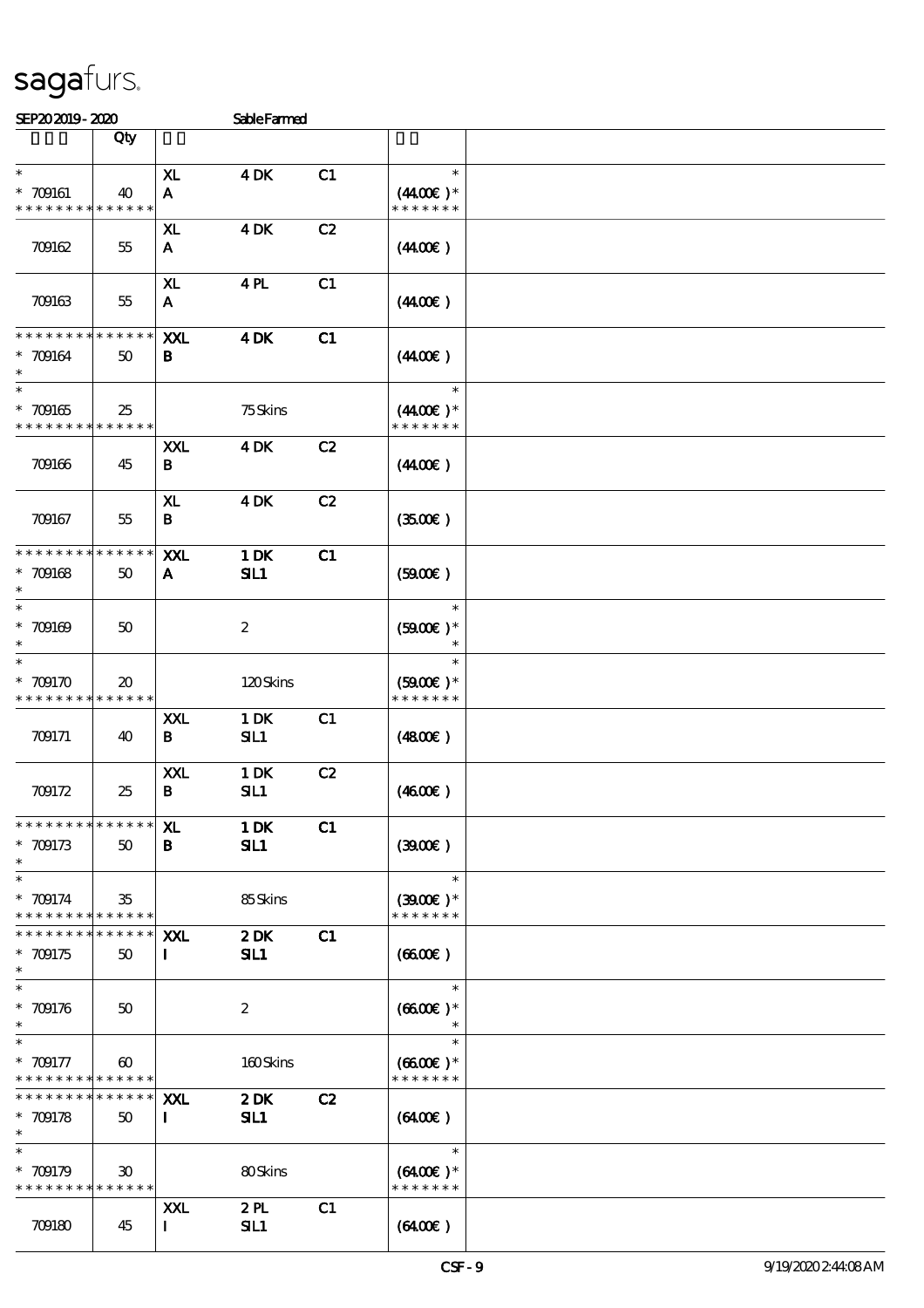sagafurs.

SEP20 2019 - 2020 Sable Farmed

| | Qty | | | | | |
|---|---|---|---|---|---|---|
| * | | XL | 4 DK | C1 | * | |
| * 709161 | 40 | A | | | (44.00€ )* | |
| * * * * * * * * * * * * * * | | | | | * * * * * * * | |
| | | XL | 4 DK | C2 | | |
| 709162 | 55 | A | | | (44.00€ ) | |
| | | XL | 4 PL | C1 | | |
| 709163 | 55 | A | | | (44.00€ ) | |
| * * * * * * * * * * * * * * | | XXL | 4 DK | C1 | | |
| * 709164 | 50 | B | | | (44.00€ ) | |
| * | | | | | | |
| * | | | | | * | |
| * 709165 | 25 | | 75 Skins | | (44.00€ )* | |
| * * * * * * * * * * * * * * | | | | | * * * * * * * | |
| | | XXL | 4 DK | C2 | | |
| 709166 | 45 | B | | | (44.00€ ) | |
| | | XL | 4 DK | C2 | | |
| 709167 | 55 | B | | | (35.00€ ) | |
| * * * * * * * * * * * * * * | | XXL | 1 DK | C1 | | |
| * 709168 | 50 | A | SIL1 | | (59.00€ ) | |
| * | | | | | | |
| * | | | | | * | |
| * 709169 | 50 | | 2 | | (59.00€ )* | |
| * | | | | | * | |
| * | | | | | * | |
| * 709170 | 20 | | 120 Skins | | (59.00€ )* | |
| * * * * * * * * * * * * * * | | | | | * * * * * * * | |
| | | XXL | 1 DK | C1 | | |
| 709171 | 40 | B | SIL1 | | (48.00€ ) | |
| | | XXL | 1 DK | C2 | | |
| 709172 | 25 | B | SIL1 | | (46.00€ ) | |
| * * * * * * * * * * * * * * | | XL | 1 DK | C1 | | |
| * 709173 | 50 | B | SIL1 | | (39.00€ ) | |
| * | | | | | | |
| * | | | | | * | |
| * 709174 | 35 | | 85 Skins | | (39.00€ )* | |
| * * * * * * * * * * * * * * | | | | | * * * * * * * | |
| * * * * * * * * * * * * * * | | XXL | 2 DK | C1 | | |
| * 709175 | 50 | I | SIL1 | | (66.00€ ) | |
| * | | | | | | |
| * | | | | | * | |
| * 709176 | 50 | | 2 | | (66.00€ )* | |
| * | | | | | * | |
| * | | | | | * | |
| * 709177 | 60 | | 160 Skins | | (66.00€ )* | |
| * * * * * * * * * * * * * * | | | | | * * * * * * * | |
| * * * * * * * * * * * * * * | | XXL | 2 DK | C2 | | |
| * 709178 | 50 | I | SIL1 | | (64.00€ ) | |
| * | | | | | | |
| * | | | | | * | |
| * 709179 | 30 | | 80 Skins | | (64.00€ )* | |
| * * * * * * * * * * * * * * | | | | | * * * * * * * | |
| | | XXL | 2 PL | C1 | | |
| 709180 | 45 | I | SIL1 | | (64.00€ ) | |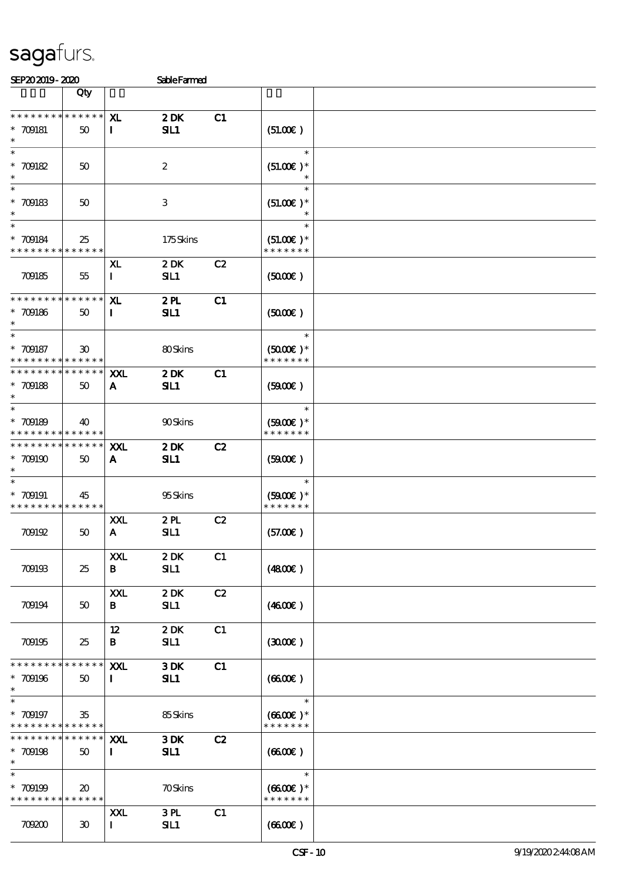SEP20 2019 - 2020 Sable Farmed

| 拍卖号 | Qty | 说明 | | | 价格 | |
|---|---|---|---|---|---|---|
| * * * * * * * * * * * * * * | XL | 2 DK | C1 | | | |
| * 709181 | 50 | I | SIL1 | | (51.00€ ) | |
| * | | | | | | |
| * | | | | | * | |
| * 709182 | 50 | | 2 | | (51.00€ )* | |
| * | | | | | * | |
| * | | | | | * | |
| * 709183 | 50 | | 3 | | (51.00€ )* | |
| * | | | | | * | |
| * | | | | | * | |
| * 709184 | 25 | | 175 Skins | | (51.00€ )* | |
| * * * * * * * * * * * * * * | | | | | * * * * * * * | |
| 709185 | 55 | XL<br>I | 2 DK<br>SIL1 | C2 | (50.00€ ) | |
| * * * * * * * * * * * * * * | | XL | 2 PL | C1 | | |
| * 709186 | 50 | I | SIL1 | | (50.00€ ) | |
| * | | | | | | |
| * | | | | | * | |
| * 709187 | 30 | | 80 Skins | | (50.00€ )* | |
| * * * * * * * * * * * * * * | | | | | * * * * * * * | |
| * * * * * * * * * * * * * * | | XXL | 2 DK | C1 | | |
| * 709188 | 50 | A | SIL1 | | (59.00€ ) | |
| * | | | | | | |
| * | | | | | * | |
| * 709189 | 40 | | 90 Skins | | (59.00€ )* | |
| * * * * * * * * * * * * * * | | | | | * * * * * * * | |
| * * * * * * * * * * * * * * | | XXL | 2 DK | C2 | | |
| * 709190 | 50 | A | SIL1 | | (59.00€ ) | |
| * | | | | | | |
| * | | | | | * | |
| * 709191 | 45 | | 95 Skins | | (59.00€ )* | |
| * * * * * * * * * * * * * * | | | | | * * * * * * * | |
| 709192 | 50 | XXL<br>A | 2 PL<br>SIL1 | C2 | (57.00€ ) | |
| 709193 | 25 | XXL<br>B | 2 DK<br>SIL1 | C1 | (48.00€ ) | |
| 709194 | 50 | XXL<br>B | 2 DK<br>SIL1 | C2 | (46.00€ ) | |
| 709195 | 25 | 12<br>B | 2 DK<br>SIL1 | C1 | (30.00€ ) | |
| * * * * * * * * * * * * * * | | XXL | 3 DK | C1 | | |
| * 709196 | 50 | I | SIL1 | | (66.00€ ) | |
| * | | | | | | |
| * | | | | | * | |
| * 709197 | 35 | | 85 Skins | | (66.00€ )* | |
| * * * * * * * * * * * * * * | | | | | * * * * * * * | |
| * * * * * * * * * * * * * * | | XXL | 3 DK | C2 | | |
| * 709198 | 50 | I | SIL1 | | (66.00€ ) | |
| * | | | | | | |
| * | | | | | * | |
| * 709199 | 20 | | 70 Skins | | (66.00€ )* | |
| * * * * * * * * * * * * * * | | | | | * * * * * * * | |
| 709200 | 30 | XXL<br>I | 3 PL<br>SIL1 | C1 | (66.00€ ) | |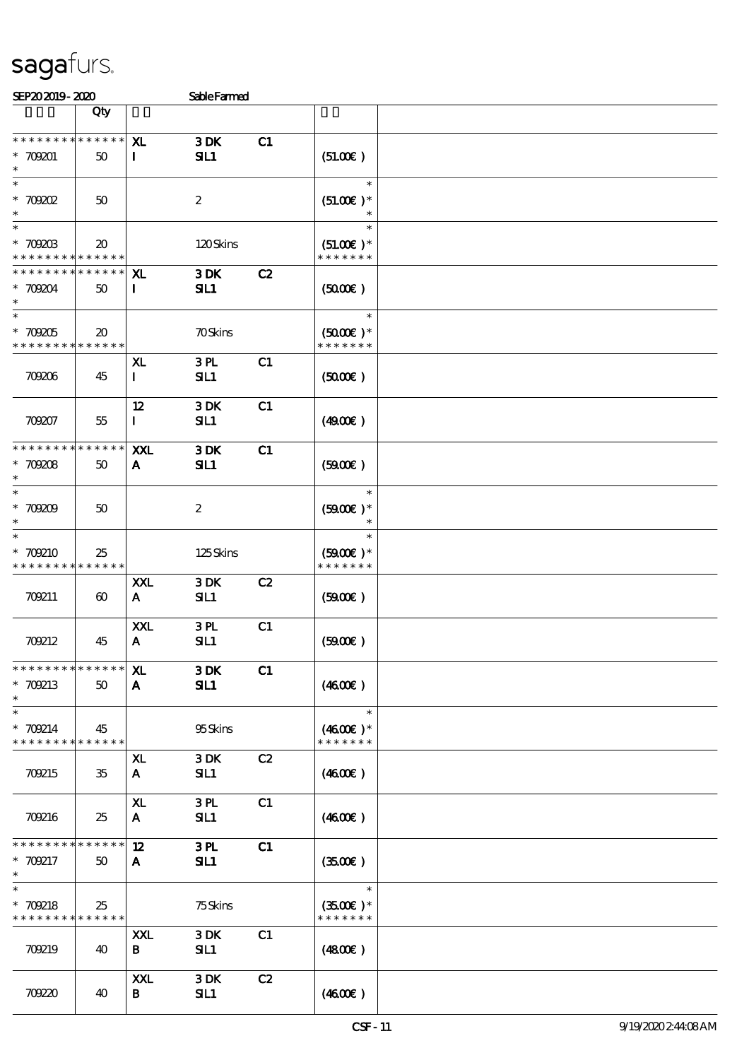# sagafurs.

SEP20 2019 - 2020 &nbsp;&nbsp;&nbsp;&nbsp; Sable Farmed

| | Qty | | | | | |
|---|---|---|---|---|---|---|
| * * * * * * * * * * * * * * | | XL | 3 DK | C1 | | |
| * 709201 | 50 | I | SIL1 | | (51.00€ ) | |
| * | | | | | | |
| * | | | | | * | |
| * 709202 | 50 | | 2 | | (51.00€ )* | |
| * | | | | | * | |
| * | | | | | * | |
| * 709203 | 20 | | 120 Skins | | (51.00€ )* | |
| * * * * * * * * * * * * * * | | | | | * * * * * * * | |
| * * * * * * * * * * * * * * | | XL | 3 DK | C2 | | |
| * 709204 | 50 | I | SIL1 | | (50.00€ ) | |
| * | | | | | | |
| * | | | | | * | |
| * 709205 | 20 | | 70 Skins | | (50.00€ )* | |
| * * * * * * * * * * * * * * | | | | | * * * * * * * | |
| 709206 | 45 | XL<br>I | 3 PL<br>SIL1 | C1 | (50.00€ ) | |
| 709207 | 55 | 12<br>I | 3 DK<br>SIL1 | C1 | (49.00€ ) | |
| * * * * * * * * * * * * * * | | XXL | 3 DK | C1 | | |
| * 709208 | 50 | A | SIL1 | | (59.00€ ) | |
| * | | | | | | |
| * | | | | | * | |
| * 709209 | 50 | | 2 | | (59.00€ )* | |
| * | | | | | * | |
| * | | | | | * | |
| * 709210 | 25 | | 125 Skins | | (59.00€ )* | |
| * * * * * * * * * * * * * * | | | | | * * * * * * * | |
| 709211 | 60 | XXL<br>A | 3 DK<br>SIL1 | C2 | (59.00€ ) | |
| 709212 | 45 | XXL<br>A | 3 PL<br>SIL1 | C1 | (59.00€ ) | |
| * * * * * * * * * * * * * * | | XL | 3 DK | C1 | | |
| * 709213 | 50 | A | SIL1 | | (46.00€ ) | |
| * | | | | | | |
| * | | | | | * | |
| * 709214 | 45 | | 95 Skins | | (46.00€ )* | |
| * * * * * * * * * * * * * * | | | | | * * * * * * * | |
| 709215 | 35 | XL<br>A | 3 DK<br>SIL1 | C2 | (46.00€ ) | |
| 709216 | 25 | XL<br>A | 3 PL<br>SIL1 | C1 | (46.00€ ) | |
| * * * * * * * * * * * * * * | | 12 | 3 PL | C1 | | |
| * 709217 | 50 | A | SIL1 | | (35.00€ ) | |
| * | | | | | | |
| * | | | | | * | |
| * 709218 | 25 | | 75 Skins | | (35.00€ )* | |
| * * * * * * * * * * * * * * | | | | | * * * * * * * | |
| 709219 | 40 | XXL<br>B | 3 DK<br>SIL1 | C1 | (48.00€ ) | |
| 709220 | 40 | XXL<br>B | 3 DK<br>SIL1 | C2 | (46.00€ ) | |

CSF - 11 &nbsp;&nbsp;&nbsp;&nbsp; 9/19/2020 2:44:08 AM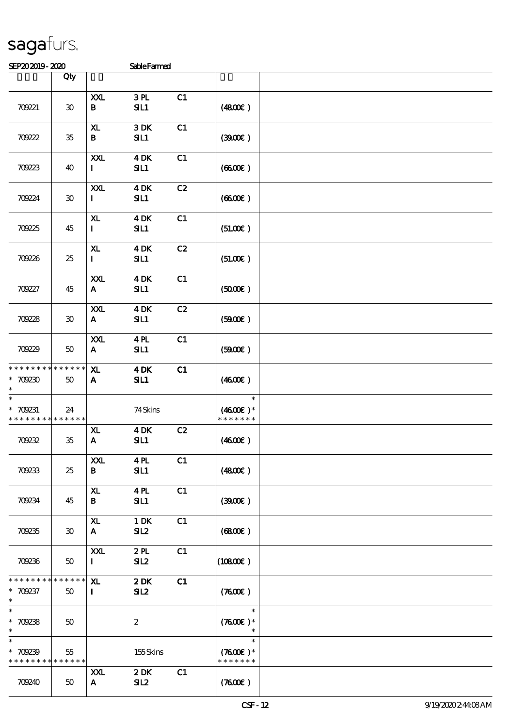sagafurs.

SEP20 2019 - 2020 Sable Farmed

| | Qty | | | | | |
|---|---|---|---|---|---|---|
| 709221 | 30 | XXL B | 3 PL SIL1 | C1 | (48.00€) | |
| 709222 | 35 | XL B | 3 DK SIL1 | C1 | (39.00€) | |
| 709223 | 40 | XXL I | 4 DK SIL1 | C1 | (66.00€) | |
| 709224 | 30 | XXL I | 4 DK SIL1 | C2 | (66.00€) | |
| 709225 | 45 | XL I | 4 DK SIL1 | C1 | (51.00€) | |
| 709226 | 25 | XL I | 4 DK SIL1 | C2 | (51.00€) | |
| 709227 | 45 | XXL A | 4 DK SIL1 | C1 | (50.00€) | |
| 709228 | 30 | XXL A | 4 DK SIL1 | C2 | (59.00€) | |
| 709229 | 50 | XXL A | 4 PL SIL1 | C1 | (59.00€) | |
| * * * * * * * * * * * * * * <br>* 709230<br>* | 50 | XL A | 4 DK SIL1 | C1 | (46.00€) | |
| *<br>* 709231<br>* * * * * * * * * * * * * * | 24 | | 74 Skins | | *<br>(46.00€) *<br>* * * * * * * | |
| 709232 | 35 | XL A | 4 DK SIL1 | C2 | (46.00€) | |
| 709233 | 25 | XXL B | 4 PL SIL1 | C1 | (48.00€) | |
| 709234 | 45 | XL B | 4 PL SIL1 | C1 | (39.00€) | |
| 709235 | 30 | XL A | 1 DK SIL2 | C1 | (68.00€) | |
| 709236 | 50 | XXL I | 2 PL SIL2 | C1 | (108.00€) | |
| * * * * * * * * * * * * * * <br>* 709237<br>* | 50 | XL I | 2 DK SIL2 | C1 | (76.00€) | |
| *<br>* 709238<br>* | 50 | | 2 | | *<br>(76.00€) *<br>* | |
| *<br>* 709239<br>* * * * * * * * * * * * * * | 55 | | 155 Skins | | *<br>(76.00€) *<br>* * * * * * * | |
| 709240 | 50 | XXL A | 2 DK SIL2 | C1 | (76.00€) | |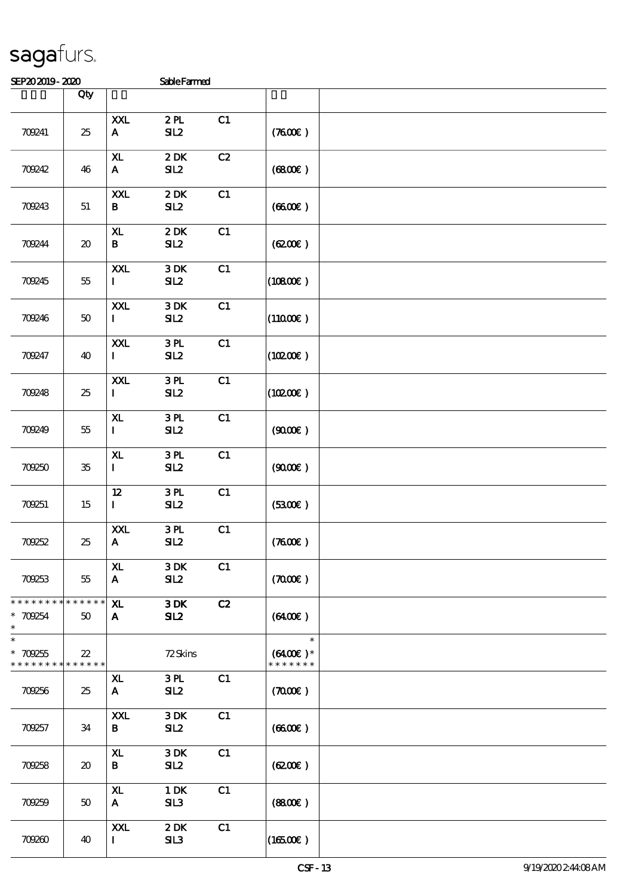sagafurs.

SEP20 2019 - 2020 Sable Farmed

| | Qty | | | | | |
|---|---|---|---|---|---|---|
| 709241 | 25 | XXL<br>A | 2 PL<br>SIL2 | C1 | (76.00€ ) | |
| 709242 | 46 | XL<br>A | 2 DK<br>SIL2 | C2 | (68.00€ ) | |
| 709243 | 51 | XXL<br>B | 2 DK<br>SIL2 | C1 | (66.00€ ) | |
| 709244 | 20 | XL<br>B | 2 DK<br>SIL2 | C1 | (62.00€ ) | |
| 709245 | 55 | XXL<br>I | 3 DK<br>SIL2 | C1 | (108.00€ ) | |
| 709246 | 50 | XXL<br>I | 3 DK<br>SIL2 | C1 | (110.00€ ) | |
| 709247 | 40 | XXL<br>I | 3 PL<br>SIL2 | C1 | (102.00€ ) | |
| 709248 | 25 | XXL<br>I | 3 PL<br>SIL2 | C1 | (102.00€ ) | |
| 709249 | 55 | XL<br>I | 3 PL<br>SIL2 | C1 | (90.00€ ) | |
| 709250 | 35 | XL<br>I | 3 PL<br>SIL2 | C1 | (90.00€ ) | |
| 709251 | 15 | 12<br>I | 3 PL<br>SIL2 | C1 | (53.00€ ) | |
| 709252 | 25 | XXL<br>A | 3 PL<br>SIL2 | C1 | (76.00€ ) | |
| 709253 | 55 | XL<br>A | 3 DK<br>SIL2 | C1 | (70.00€ ) | |
| * * * * * * * * * * * * * *<br>* 709254<br>* | 50 | XL<br>A | 3 DK<br>SIL2 | C2 | (64.00€ ) | |
| *<br>* 709255<br>* * * * * * * * * * * * * * | 22 | | 72 Skins | | *<br>(64.00€ ) *<br>* * * * * * * | |
| 709256 | 25 | XL<br>A | 3 PL<br>SIL2 | C1 | (70.00€ ) | |
| 709257 | 34 | XXL<br>B | 3 DK<br>SIL2 | C1 | (66.00€ ) | |
| 709258 | 20 | XL<br>B | 3 DK<br>SIL2 | C1 | (62.00€ ) | |
| 709259 | 50 | XL<br>A | 1 DK<br>SIL3 | C1 | (88.00€ ) | |
| 709260 | 40 | XXL<br>I | 2 DK<br>SIL3 | C1 | (165.00€ ) | |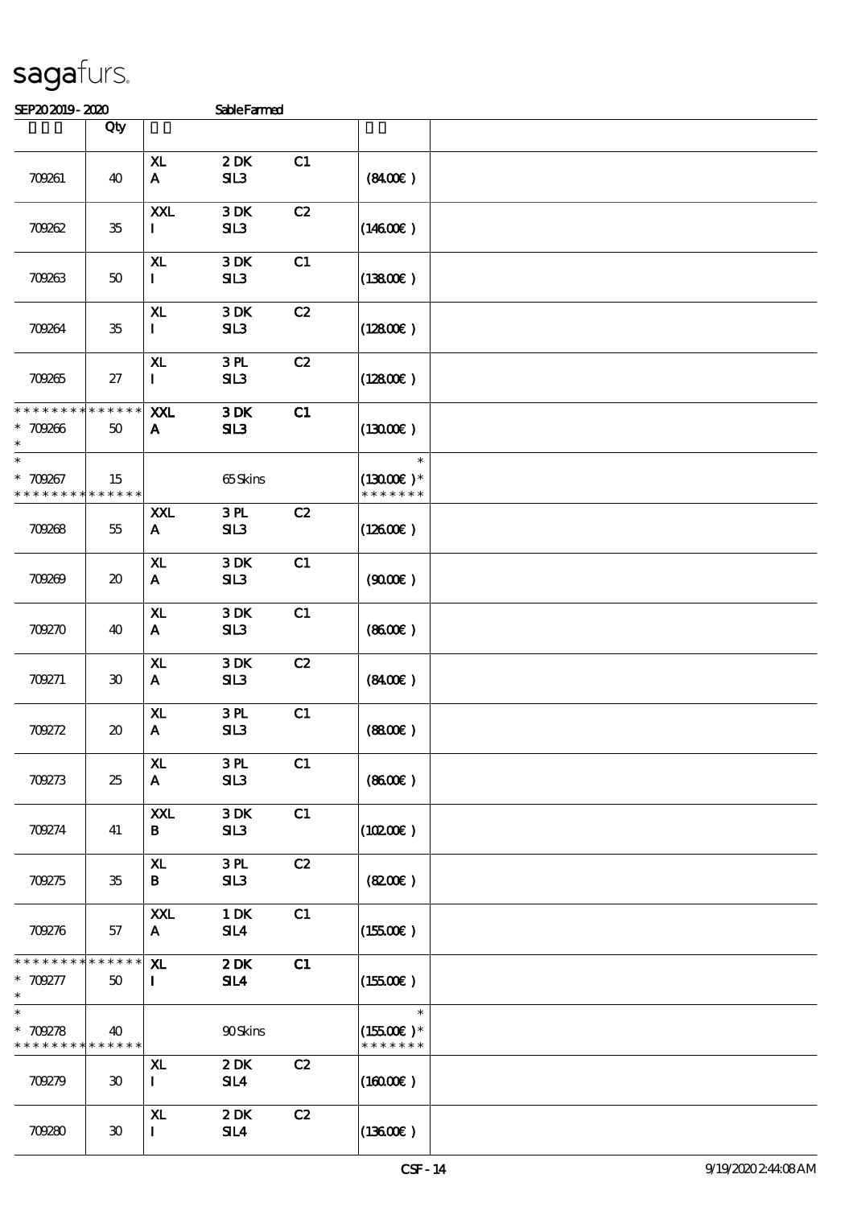sagafurs.

SEP20 2019 - 2020 Sable Farmed

| | Qty | | | | | |
|---|---|---|---|---|---|---|
| 709261 | 40 | XL<br>A | 2 DK<br>SIL3 | C1 | (84.00€) | |
| 709262 | 35 | XXL<br>I | 3 DK<br>SIL3 | C2 | (146.00€) | |
| 709263 | 50 | XL<br>I | 3 DK<br>SIL3 | C1 | (138.00€) | |
| 709264 | 35 | XL<br>I | 3 DK<br>SIL3 | C2 | (128.00€) | |
| 709265 | 27 | XL<br>I | 3 PL<br>SIL3 | C2 | (128.00€) | |
| * * * * * * * * * * * * * *<br>* 709266<br>* | 50 | XXL<br>A | 3 DK<br>SIL3 | C1 | (130.00€) | |
| *<br>* 709267<br>* * * * * * * * * * * * * * | 15 | | 65 Skins | | *<br>(130.00€) *<br>* * * * * * * | |
| 709268 | 55 | XXL<br>A | 3 PL<br>SIL3 | C2 | (126.00€) | |
| 709269 | 20 | XL<br>A | 3 DK<br>SIL3 | C1 | (90.00€) | |
| 709270 | 40 | XL<br>A | 3 DK<br>SIL3 | C1 | (86.00€) | |
| 709271 | 30 | XL<br>A | 3 DK<br>SIL3 | C2 | (84.00€) | |
| 709272 | 20 | XL<br>A | 3 PL<br>SIL3 | C1 | (88.00€) | |
| 709273 | 25 | XL<br>A | 3 PL<br>SIL3 | C1 | (86.00€) | |
| 709274 | 41 | XXL<br>B | 3 DK<br>SIL3 | C1 | (102.00€) | |
| 709275 | 35 | XL<br>B | 3 PL<br>SIL3 | C2 | (82.00€) | |
| 709276 | 57 | XXL<br>A | 1 DK<br>SIL4 | C1 | (155.00€) | |
| * * * * * * * * * * * * * *<br>* 709277<br>* | 50 | XL<br>I | 2 DK<br>SIL4 | C1 | (155.00€) | |
| *<br>* 709278<br>* * * * * * * * * * * * * * | 40 | | 90 Skins | | *<br>(155.00€) *<br>* * * * * * * | |
| 709279 | 30 | XL<br>I | 2 DK<br>SIL4 | C2 | (160.00€) | |
| 709280 | 30 | XL<br>I | 2 DK<br>SIL4 | C2 | (136.00€) | |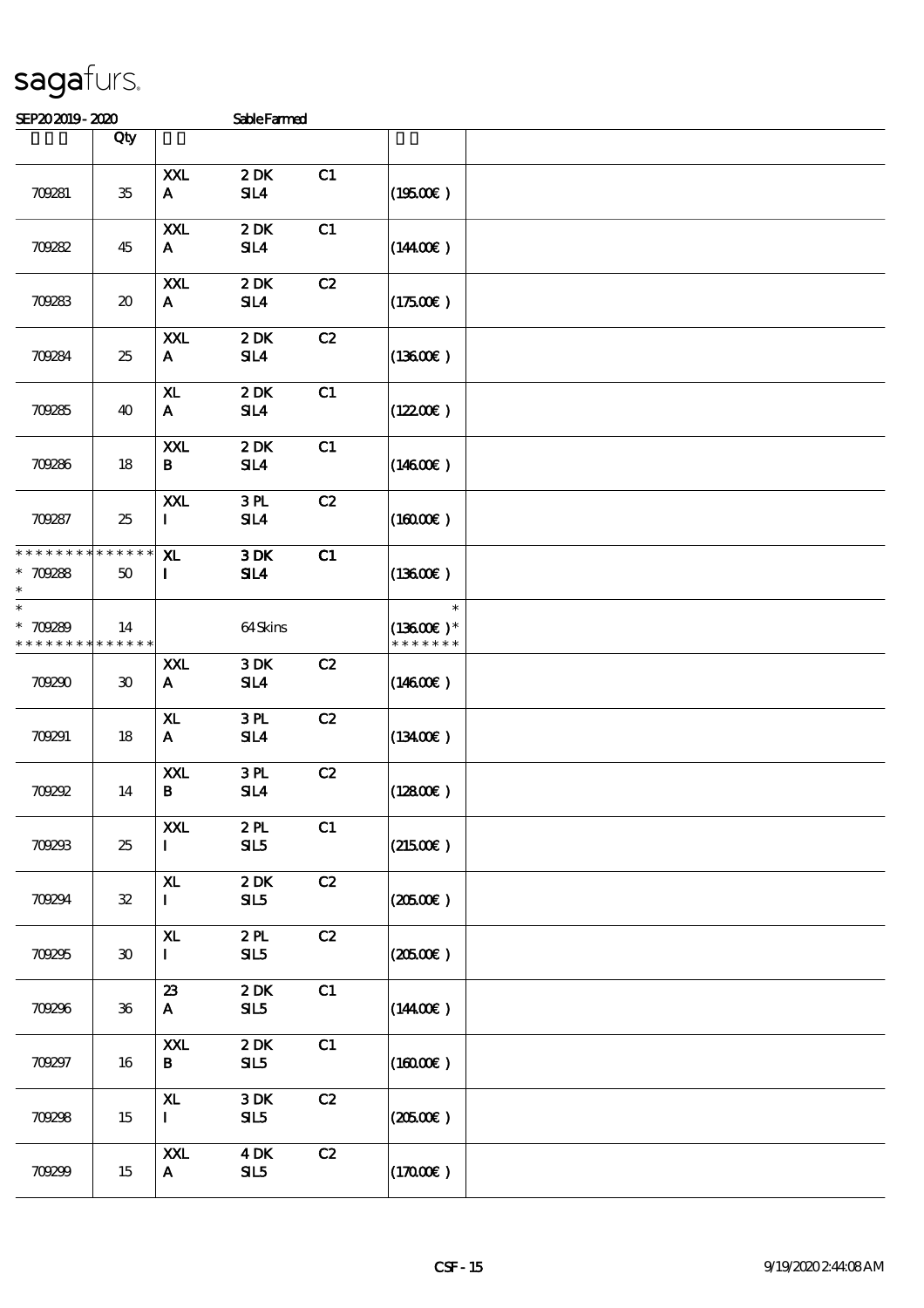sagafurs.

SEP20 2019 - 2020 Sable Farmed

| | Qty | | | | | |
|---|---|---|---|---|---|---|
| 709281 | 35 | XXL<br>A | 2 DK<br>SIL4 | C1 | (195.00€) | |
| 709282 | 45 | XXL<br>A | 2 DK<br>SIL4 | C1 | (144.00€) | |
| 709283 | 20 | XXL<br>A | 2 DK<br>SIL4 | C2 | (175.00€) | |
| 709284 | 25 | XXL<br>A | 2 DK<br>SIL4 | C2 | (136.00€) | |
| 709285 | 40 | XL<br>A | 2 DK<br>SIL4 | C1 | (122.00€) | |
| 709286 | 18 | XXL<br>B | 2 DK<br>SIL4 | C1 | (146.00€) | |
| 709287 | 25 | XXL<br>I | 3 PL<br>SIL4 | C2 | (160.00€) | |
| * * * * * * * * * * * * * *<br>* 709288<br>* | 50 | XL<br>I | 3 DK<br>SIL4 | C1 | (136.00€) | |
| *<br>* 709289<br>* * * * * * * * * * * * * * | 14 | | 64 Skins | | *<br>(136.00€) *<br>* * * * * * * | |
| 709290 | 30 | XXL<br>A | 3 DK<br>SIL4 | C2 | (146.00€) | |
| 709291 | 18 | XL<br>A | 3 PL<br>SIL4 | C2 | (134.00€) | |
| 709292 | 14 | XXL<br>B | 3 PL<br>SIL4 | C2 | (128.00€) | |
| 709293 | 25 | XXL<br>I | 2 PL<br>SIL5 | C1 | (215.00€) | |
| 709294 | 32 | XL<br>I | 2 DK<br>SIL5 | C2 | (205.00€) | |
| 709295 | 30 | XL<br>I | 2 PL<br>SIL5 | C2 | (205.00€) | |
| 709296 | 36 | 23<br>A | 2 DK<br>SIL5 | C1 | (144.00€) | |
| 709297 | 16 | XXL<br>B | 2 DK<br>SIL5 | C1 | (160.00€) | |
| 709298 | 15 | XL<br>I | 3 DK<br>SIL5 | C2 | (205.00€) | |
| 709299 | 15 | XXL<br>A | 4 DK<br>SIL5 | C2 | (170.00€) | |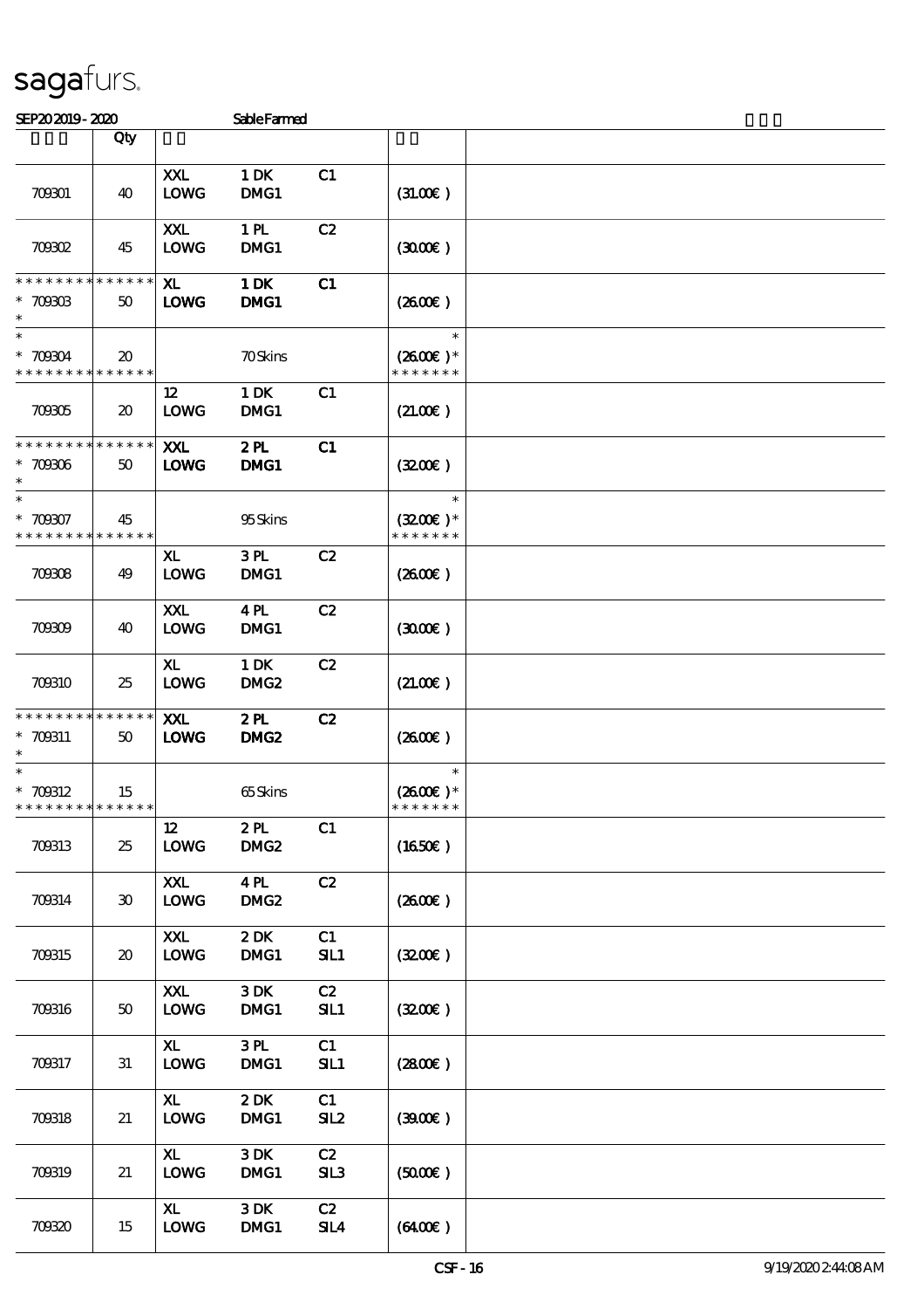sagafurs.

SEP20 2019 - 2020 Sable Farmed

| | Qty | | | | | |
|---|---|---|---|---|---|---|
| 709301 | 40 | XXL LOWG | 1 DK DMG1 | C1 | (31.00€ ) | |
| 709302 | 45 | XXL LOWG | 1 PL DMG1 | C2 | (30.00€ ) | |
| * * * * * * * * * * * * * * <br>* 709303<br>* | 50 | **XL LOWG** | **1 DK DMG1** | **C1** | (26.00€ ) | |
| *<br>* 709304<br>* * * * * * * * * * * * * * | 20 | | 70 Skins | | *<br>(26.00€ )*<br>* * * * * * * | |
| 709305 | 20 | 12 LOWG | 1 DK DMG1 | C1 | (21.00€ ) | |
| * * * * * * * * * * * * * * <br>* 709306<br>* | 50 | **XXL LOWG** | **2 PL DMG1** | **C1** | (32.00€ ) | |
| *<br>* 709307<br>* * * * * * * * * * * * * * | 45 | | 95 Skins | | *<br>(32.00€ )*<br>* * * * * * * | |
| 709308 | 49 | XL LOWG | 3 PL DMG1 | C2 | (26.00€ ) | |
| 709309 | 40 | XXL LOWG | 4 PL DMG1 | C2 | (30.00€ ) | |
| 709310 | 25 | XL LOWG | 1 DK DMG2 | C2 | (21.00€ ) | |
| * * * * * * * * * * * * * * <br>* 709311<br>* | 50 | **XXL LOWG** | **2 PL DMG2** | **C2** | (26.00€ ) | |
| *<br>* 709312<br>* * * * * * * * * * * * * * | 15 | | 65 Skins | | *<br>(26.00€ )*<br>* * * * * * * | |
| 709313 | 25 | 12 LOWG | 2 PL DMG2 | C1 | (16.50€ ) | |
| 709314 | 30 | XXL LOWG | 4 PL DMG2 | C2 | (26.00€ ) | |
| 709315 | 20 | XXL LOWG | 2 DK DMG1 | C1 SIL1 | (32.00€ ) | |
| 709316 | 50 | XXL LOWG | 3 DK DMG1 | C2 SIL1 | (32.00€ ) | |
| 709317 | 31 | XL LOWG | 3 PL DMG1 | C1 SIL1 | (28.00€ ) | |
| 709318 | 21 | XL LOWG | 2 DK DMG1 | C1 SIL2 | (39.00€ ) | |
| 709319 | 21 | XL LOWG | 3 DK DMG1 | C2 SIL3 | (50.00€ ) | |
| 709320 | 15 | XL LOWG | 3 DK DMG1 | C2 SIL4 | (64.00€ ) | |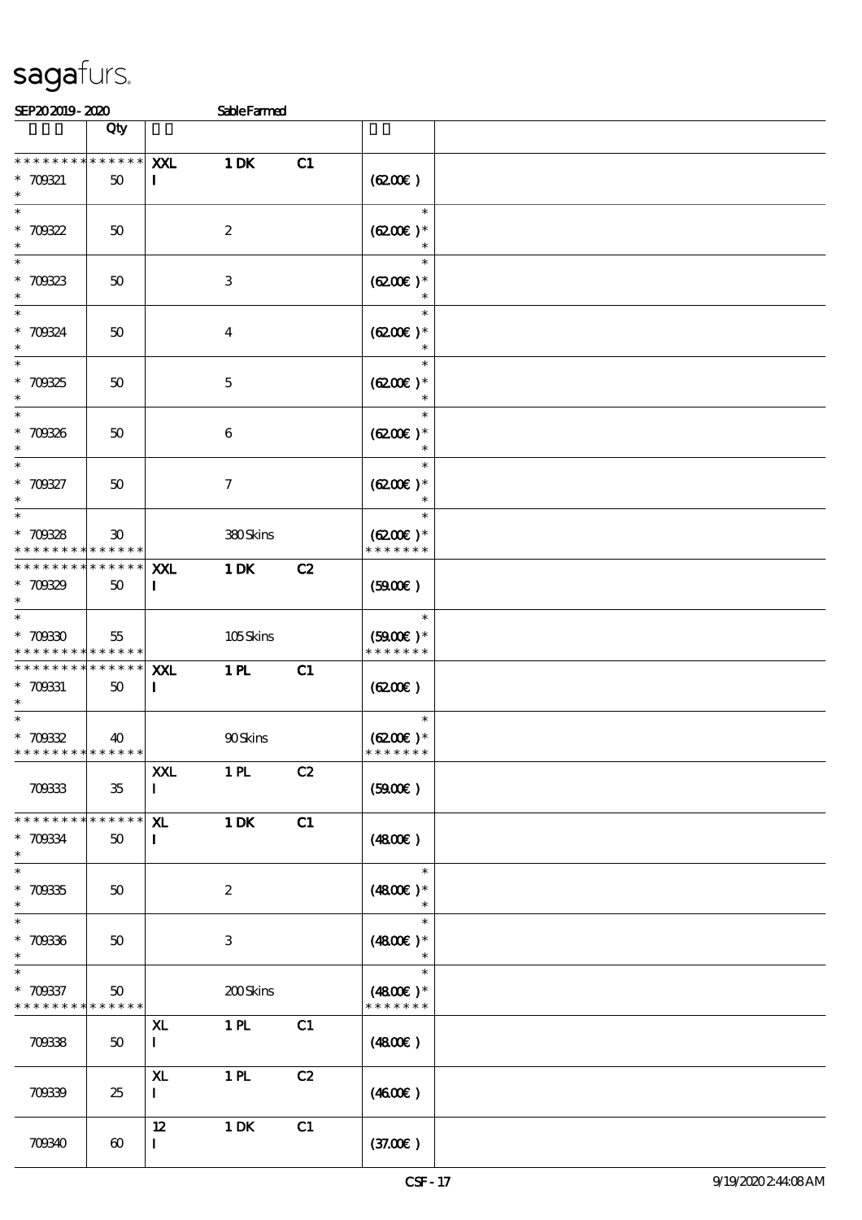SEP20 2019 - 2020 Sable Farmed

| | Qty | | | | | |
|---|---|---|---|---|---|---|
| * * * * * * * * * * * * * * | | XXL | 1 DK | C1 | | |
| * 709321 | 50 | I | | | (62.00€ ) | |
| * | | | | | | |
| * | | | | | * | |
| * 709322 | 50 | | 2 | | (62.00€ )* | |
| * | | | | | * | |
| * | | | | | * | |
| * 709323 | 50 | | 3 | | (62.00€ )* | |
| * | | | | | * | |
| * | | | | | * | |
| * 709324 | 50 | | 4 | | (62.00€ )* | |
| * | | | | | * | |
| * | | | | | * | |
| * 709325 | 50 | | 5 | | (62.00€ )* | |
| * | | | | | * | |
| * | | | | | * | |
| * 709326 | 50 | | 6 | | (62.00€ )* | |
| * | | | | | * | |
| * | | | | | * | |
| * 709327 | 50 | | 7 | | (62.00€ )* | |
| * | | | | | * | |
| * | | | | | * | |
| * 709328 | 30 | | 380 Skins | | (62.00€ )* | |
| * * * * * * * * * * * * * * | | | | | * * * * * * * | |
| * * * * * * * * * * * * * * | | XXL | 1 DK | C2 | | |
| * 709329 | 50 | I | | | (59.00€ ) | |
| * | | | | | | |
| * | | | | | * | |
| * 709330 | 55 | | 105 Skins | | (59.00€ )* | |
| * * * * * * * * * * * * * * | | | | | * * * * * * * | |
| * * * * * * * * * * * * * * | | XXL | 1 PL | C1 | | |
| * 709331 | 50 | I | | | (62.00€ ) | |
| * | | | | | | |
| * | | | | | * | |
| * 709332 | 40 | | 90 Skins | | (62.00€ )* | |
| * * * * * * * * * * * * * * | | | | | * * * * * * * | |
| | | XXL | 1 PL | C2 | | |
| 709333 | 35 | I | | | (59.00€ ) | |
| * * * * * * * * * * * * * * | | XL | 1 DK | C1 | | |
| * 709334 | 50 | I | | | (48.00€ ) | |
| * | | | | | | |
| * | | | | | * | |
| * 709335 | 50 | | 2 | | (48.00€ )* | |
| * | | | | | * | |
| * | | | | | * | |
| * 709336 | 50 | | 3 | | (48.00€ )* | |
| * | | | | | * | |
| * | | | | | * | |
| * 709337 | 50 | | 200 Skins | | (48.00€ )* | |
| * * * * * * * * * * * * * * | | | | | * * * * * * * | |
| | | XL | 1 PL | C1 | | |
| 709338 | 50 | I | | | (48.00€ ) | |
| | | XL | 1 PL | C2 | | |
| 709339 | 25 | I | | | (46.00€ ) | |
| | | 12 | 1 DK | C1 | | |
| 709340 | 60 | I | | | (37.00€ ) | |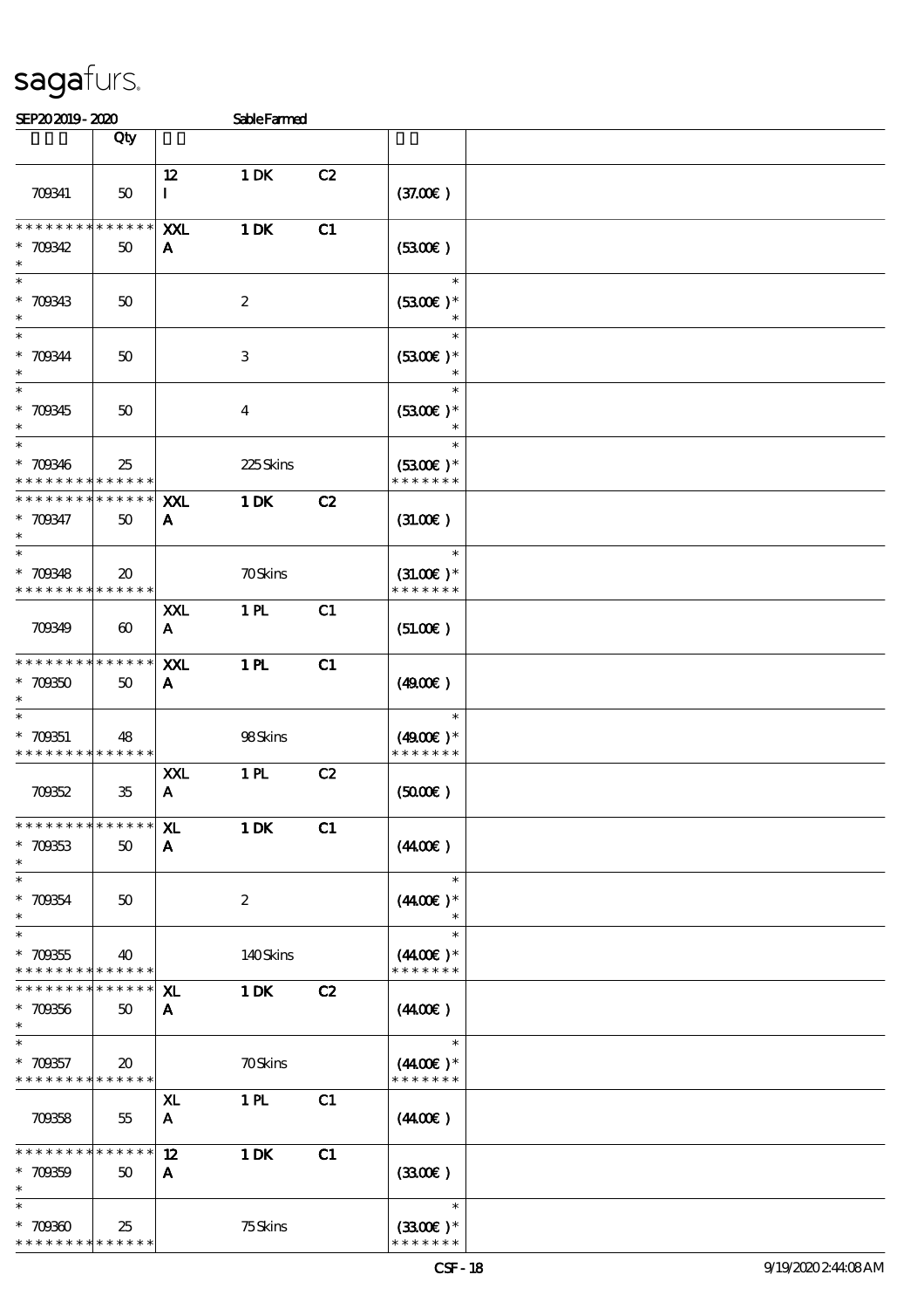SEP20 2019 - 2020 Sable Farmed

| | Qty | | | | | |
|---|---|---|---|---|---|---|
| 709341 | 50 | 12<br>I | 1 DK | C2 | (37.00€) | |
| * * * * * * * * * * * * * *<br>* 709342<br>* | 50 | XXL<br>A | 1 DK | C1 | (53.00€) | |
| *<br>* 709343<br>* | 50 | | 2 | | *<br>(53.00€) *<br>* | |
| *<br>* 709344<br>* | 50 | | 3 | | *<br>(53.00€) *<br>* | |
| *<br>* 709345<br>* | 50 | | 4 | | *<br>(53.00€) *<br>* | |
| *<br>* 709346<br>* * * * * * * * * * * * * * | 25 | | 225 Skins | | *<br>(53.00€) *<br>* * * * * * * | |
| * * * * * * * * * * * * * *<br>* 709347<br>* | 50 | XXL<br>A | 1 DK | C2 | (31.00€) | |
| *<br>* 709348<br>* * * * * * * * * * * * * * | 20 | | 70 Skins | | *<br>(31.00€) *<br>* * * * * * * | |
| 709349 | 60 | XXL<br>A | 1 PL | C1 | (51.00€) | |
| * * * * * * * * * * * * * *<br>* 709350<br>* | 50 | XXL<br>A | 1 PL | C1 | (49.00€) | |
| *<br>* 709351<br>* * * * * * * * * * * * * * | 48 | | 98 Skins | | *<br>(49.00€) *<br>* * * * * * * | |
| 709352 | 35 | XXL<br>A | 1 PL | C2 | (50.00€) | |
| * * * * * * * * * * * * * *<br>* 709353<br>* | 50 | XL<br>A | 1 DK | C1 | (44.00€) | |
| *<br>* 709354<br>* | 50 | | 2 | | *<br>(44.00€) *<br>* | |
| *<br>* 709355<br>* * * * * * * * * * * * * * | 40 | | 140 Skins | | *<br>(44.00€) *<br>* * * * * * * | |
| * * * * * * * * * * * * * *<br>* 709356<br>* | 50 | XL<br>A | 1 DK | C2 | (44.00€) | |
| *<br>* 709357<br>* * * * * * * * * * * * * * | 20 | | 70 Skins | | *<br>(44.00€) *<br>* * * * * * * | |
| 709358 | 55 | XL<br>A | 1 PL | C1 | (44.00€) | |
| * * * * * * * * * * * * * *<br>* 709359<br>* | 50 | 12<br>A | 1 DK | C1 | (33.00€) | |
| *<br>* 709360<br>* * * * * * * * * * * * * * | 25 | | 75 Skins | | *<br>(33.00€) *<br>* * * * * * * | |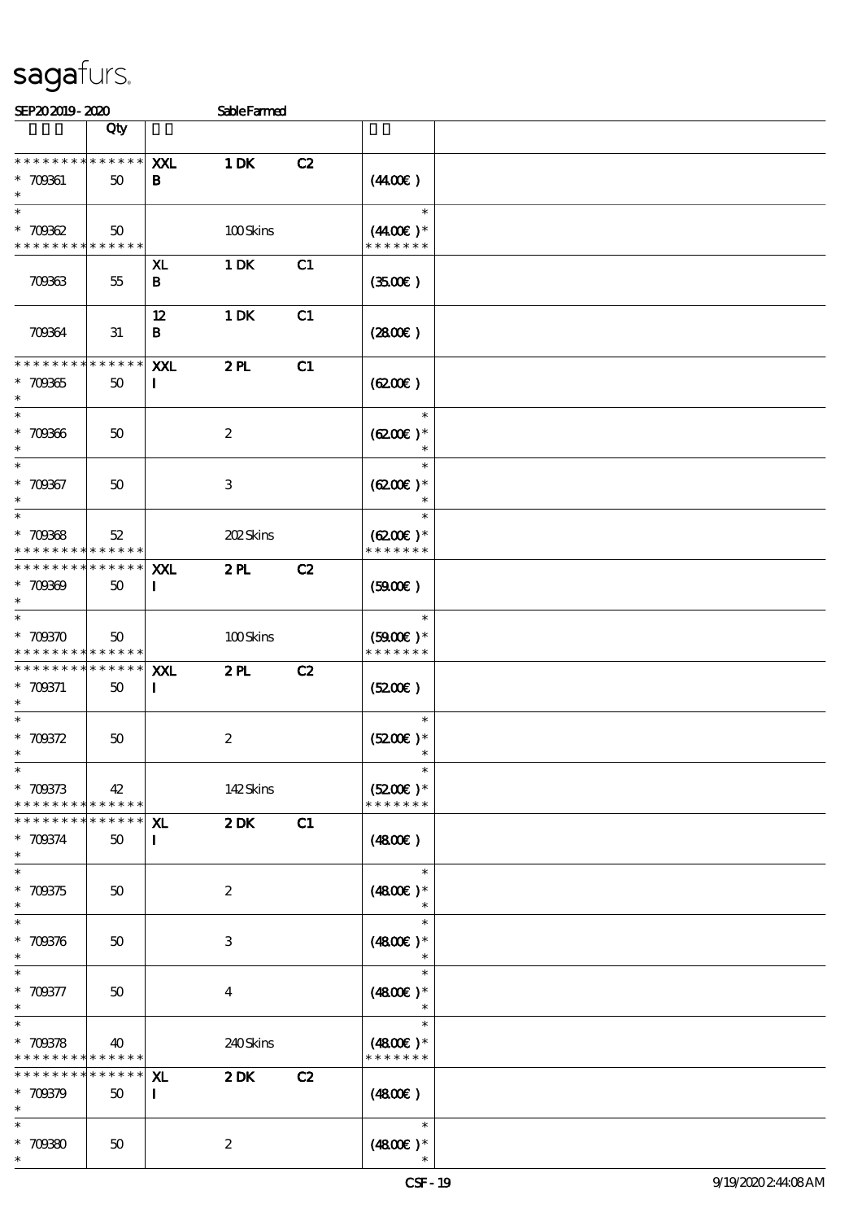sagafurs.

SEP20 2019 - 2020 Sable Farmed

| | Qty | | | | | |
|---|---|---|---|---|---|---|
| * * * * * * * * * * * * * *<br>* 709361<br>* | 50 | XXL<br>B | 1 DK | C2 | (44.00€ ) | |
| *<br>* 709362<br>* * * * * * * * * * * * * * | 50 | | 100 Skins | | *<br>(44.00€ )*<br>* * * * * * * | |
| 709363 | 55 | XL<br>B | 1 DK | C1 | (35.00€ ) | |
| 709364 | 31 | 12<br>B | 1 DK | C1 | (28.00€ ) | |
| * * * * * * * * * * * * * *<br>* 709365<br>* | 50 | XXL<br>I | 2 PL | C1 | (62.00€ ) | |
| *<br>* 709366<br>* | 50 | | 2 | | *<br>(62.00€ )*<br>* | |
| *<br>* 709367<br>* | 50 | | 3 | | *<br>(62.00€ )*<br>* | |
| *<br>* 709368<br>* * * * * * * * * * * * * * | 52 | | 202 Skins | | *<br>(62.00€ )*<br>* * * * * * * | |
| * * * * * * * * * * * * * *<br>* 709369<br>* | 50 | XXL<br>I | 2 PL | C2 | (59.00€ ) | |
| *<br>* 709370<br>* * * * * * * * * * * * * * | 50 | | 100 Skins | | *<br>(59.00€ )*<br>* * * * * * * | |
| * * * * * * * * * * * * * *<br>* 709371<br>* | 50 | XXL<br>I | 2 PL | C2 | (52.00€ ) | |
| *<br>* 709372<br>* | 50 | | 2 | | *<br>(52.00€ )*<br>* | |
| *<br>* 709373<br>* * * * * * * * * * * * * * | 42 | | 142 Skins | | *<br>(52.00€ )*<br>* * * * * * * | |
| * * * * * * * * * * * * * *<br>* 709374<br>* | 50 | XL<br>I | 2 DK | C1 | (48.00€ ) | |
| *<br>* 709375<br>* | 50 | | 2 | | *<br>(48.00€ )*<br>* | |
| *<br>* 709376<br>* | 50 | | 3 | | *<br>(48.00€ )*<br>* | |
| *<br>* 709377<br>* | 50 | | 4 | | *<br>(48.00€ )*<br>* | |
| *<br>* 709378<br>* * * * * * * * * * * * * * | 40 | | 240 Skins | | *<br>(48.00€ )*<br>* * * * * * * | |
| * * * * * * * * * * * * * *<br>* 709379<br>* | 50 | XL<br>I | 2 DK | C2 | (48.00€ ) | |
| *<br>* 709380<br>* | 50 | | 2 | | *<br>(48.00€ )*<br>* | |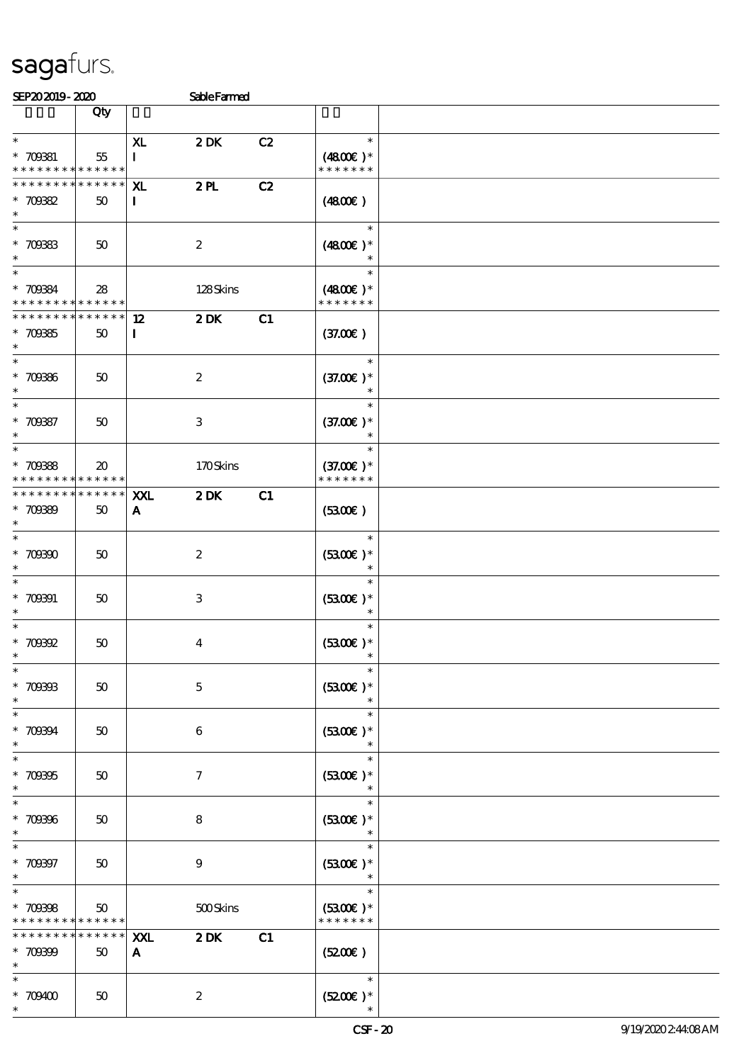sagafurs.

SEP20 2019 - 2020 Sable Farmed

| | Qty | | | | | |
|---|---|---|---|---|---|---|
| * <br> * 709381 <br> * * * * * * * * * * * * * * | 55 | XL <br> I | 2 DK | C2 | * <br> (48.00€ )* <br> * * * * * * * | |
| * * * * * * * * * * * * * * <br> * 709382 <br> * | 50 | XL <br> I | 2 PL | C2 | (48.00€ ) | |
| * <br> * 709383 <br> * | 50 | | 2 | | * <br> (48.00€ )* <br> * | |
| * <br> * 709384 <br> * * * * * * * * * * * * * * | 28 | | 128 Skins | | * <br> (48.00€ )* <br> * * * * * * * | |
| * * * * * * * * * * * * * * <br> * 709385 <br> * | 50 | 12 <br> I | 2 DK | C1 | (37.00€ ) | |
| * <br> * 709386 <br> * | 50 | | 2 | | * <br> (37.00€ )* <br> * | |
| * <br> * 709387 <br> * | 50 | | 3 | | * <br> (37.00€ )* <br> * | |
| * <br> * 709388 <br> * * * * * * * * * * * * * * | 20 | | 170 Skins | | * <br> (37.00€ )* <br> * * * * * * * | |
| * * * * * * * * * * * * * * <br> * 709389 <br> * | 50 | XXL <br> A | 2 DK | C1 | (53.00€ ) | |
| * <br> * 709390 <br> * | 50 | | 2 | | * <br> (53.00€ )* <br> * | |
| * <br> * 709391 <br> * | 50 | | 3 | | * <br> (53.00€ )* <br> * | |
| * <br> * 709392 <br> * | 50 | | 4 | | * <br> (53.00€ )* <br> * | |
| * <br> * 709393 <br> * | 50 | | 5 | | * <br> (53.00€ )* <br> * | |
| * <br> * 709394 <br> * | 50 | | 6 | | * <br> (53.00€ )* <br> * | |
| * <br> * 709395 <br> * | 50 | | 7 | | * <br> (53.00€ )* <br> * | |
| * <br> * 709396 <br> * | 50 | | 8 | | * <br> (53.00€ )* <br> * | |
| * <br> * 709397 <br> * | 50 | | 9 | | * <br> (53.00€ )* <br> * | |
| * <br> * 709398 <br> * * * * * * * * * * * * * * | 50 | | 500 Skins | | * <br> (53.00€ )* <br> * * * * * * * | |
| * * * * * * * * * * * * * * <br> * 709399 <br> * | 50 | XXL <br> A | 2 DK | C1 | (52.00€ ) | |
| * <br> * 709400 <br> * | 50 | | 2 | | * <br> (52.00€ )* <br> * | |

CSF - 20 9/19/2020 2:44:08 AM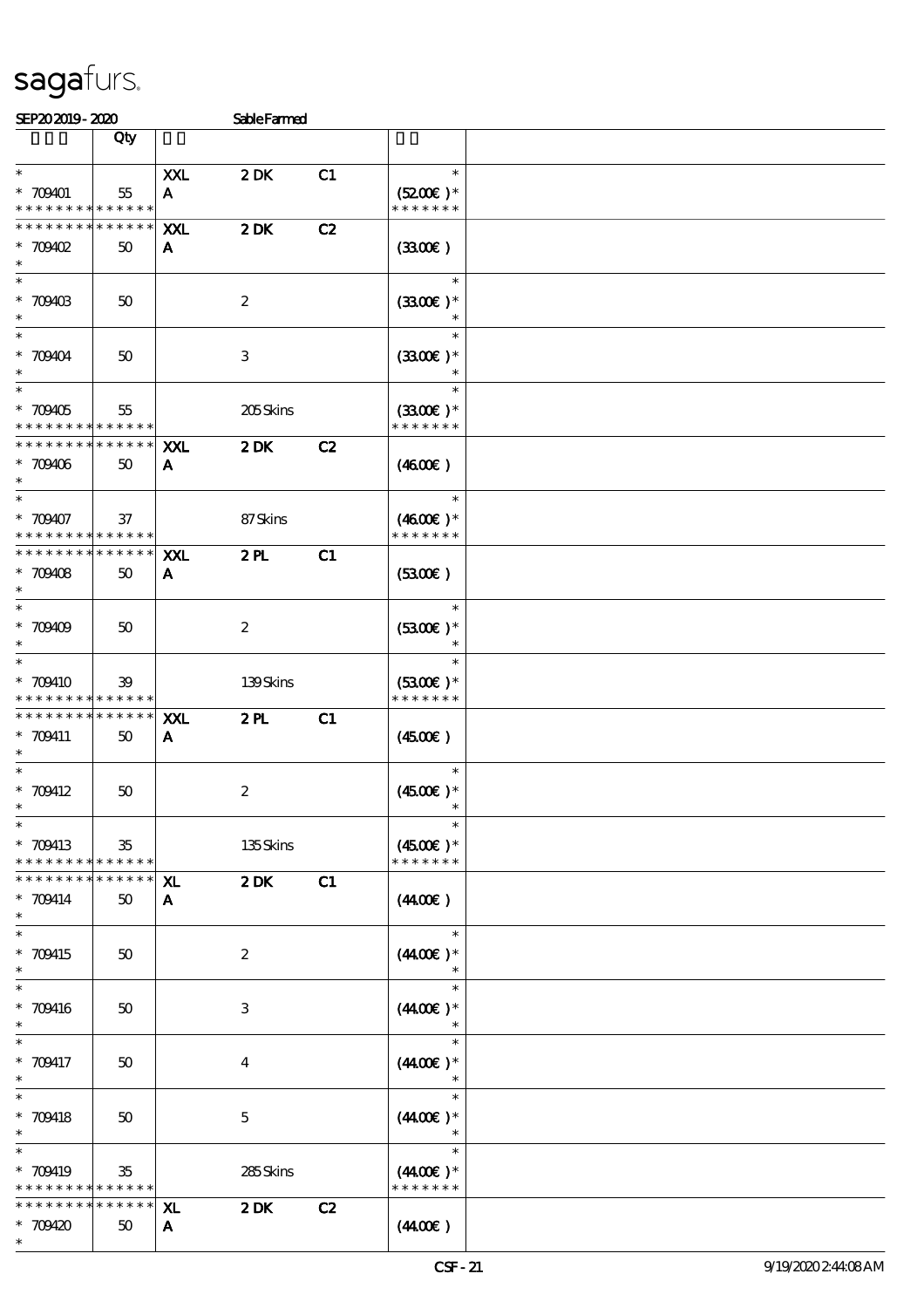# sagafurs.

SEP20 2019 - 2020 Sable Farmed

| | Qty | | | | | |
|---|---|---|---|---|---|---|
| * <br> * 709401 <br> * * * * * * * * * * * * * * | 55 | XXL <br> A | 2 DK | C1 | * <br> (52.00€ )* <br> * * * * * * * | |
| * * * * * * * * * * * * * * <br> * 709402 <br> * | 50 | XXL <br> A | 2 DK | C2 | (33.00€ ) | |
| * <br> * 709403 <br> * | 50 | | 2 | | * <br> (33.00€ )* <br> * | |
| * <br> * 709404 <br> * | 50 | | 3 | | * <br> (33.00€ )* <br> * | |
| * <br> * 709405 <br> * * * * * * * * * * * * * * | 55 | | 205 Skins | | * <br> (33.00€ )* <br> * * * * * * * | |
| * * * * * * * * * * * * * * <br> * 709406 <br> * | 50 | XXL <br> A | 2 DK | C2 | (46.00€ ) | |
| * <br> * 709407 <br> * * * * * * * * * * * * * * | 37 | | 87 Skins | | * <br> (46.00€ )* <br> * * * * * * * | |
| * * * * * * * * * * * * * * <br> * 709408 <br> * | 50 | XXL <br> A | 2 PL | C1 | (53.00€ ) | |
| * <br> * 709409 <br> * | 50 | | 2 | | * <br> (53.00€ )* <br> * | |
| * <br> * 709410 <br> * * * * * * * * * * * * * * | 39 | | 139 Skins | | * <br> (53.00€ )* <br> * * * * * * * | |
| * * * * * * * * * * * * * * <br> * 709411 <br> * | 50 | XXL <br> A | 2 PL | C1 | (45.00€ ) | |
| * <br> * 709412 <br> * | 50 | | 2 | | * <br> (45.00€ )* <br> * | |
| * <br> * 709413 <br> * * * * * * * * * * * * * * | 35 | | 135 Skins | | * <br> (45.00€ )* <br> * * * * * * * | |
| * * * * * * * * * * * * * * <br> * 709414 <br> * | 50 | XL <br> A | 2 DK | C1 | (44.00€ ) | |
| * <br> * 709415 <br> * | 50 | | 2 | | * <br> (44.00€ )* <br> * | |
| * <br> * 709416 <br> * | 50 | | 3 | | * <br> (44.00€ )* <br> * | |
| * <br> * 709417 <br> * | 50 | | 4 | | * <br> (44.00€ )* <br> * | |
| * <br> * 709418 <br> * | 50 | | 5 | | * <br> (44.00€ )* <br> * | |
| * <br> * 709419 <br> * * * * * * * * * * * * * * | 35 | | 285 Skins | | * <br> (44.00€ )* <br> * * * * * * * | |
| * * * * * * * * * * * * * * <br> * 709420 <br> * | 50 | XL <br> A | 2 DK | C2 | (44.00€ ) | |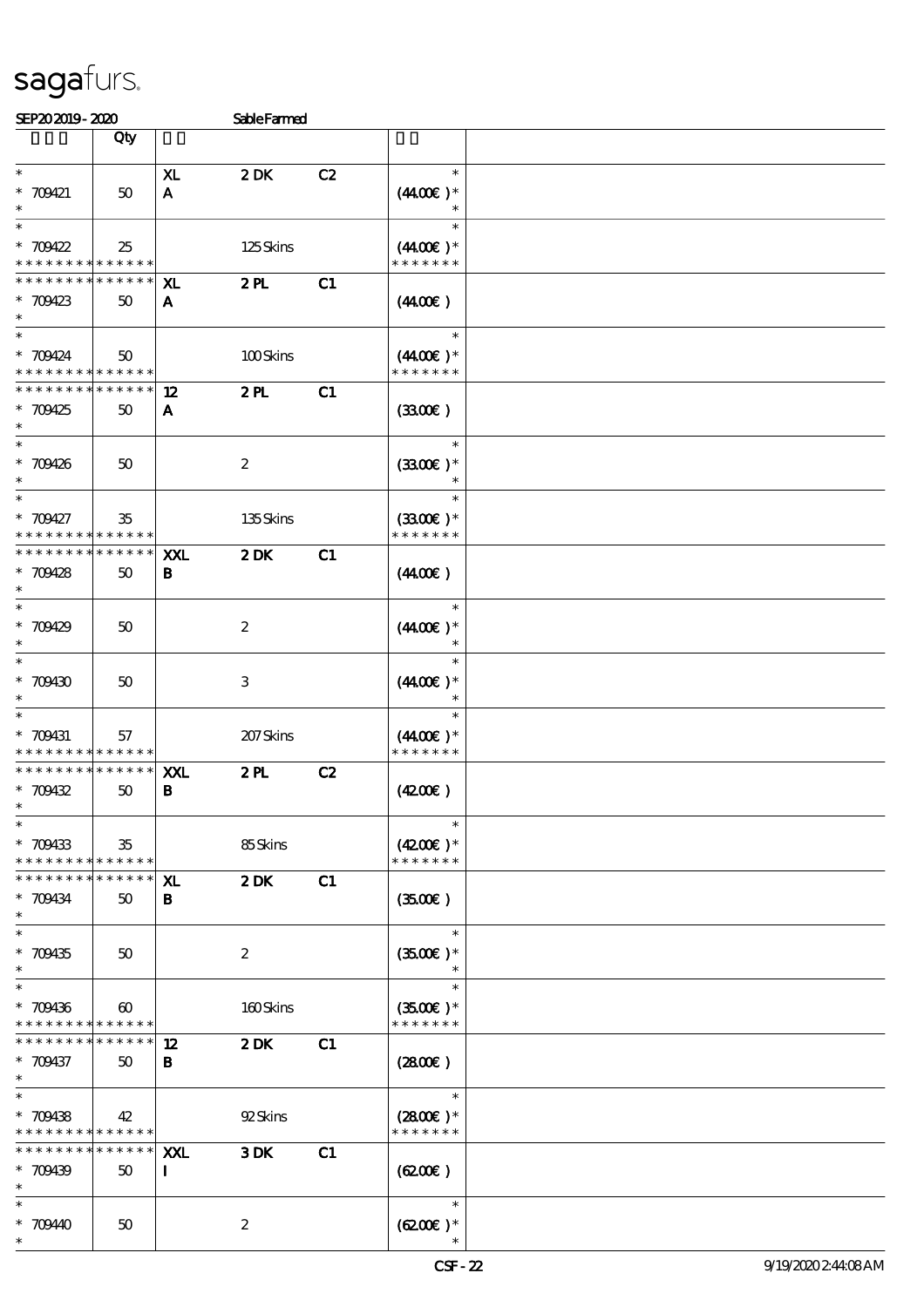sagafurs.

SEP20 2019 - 2020 Sable Farmed

| | Qty | | | | | |
|---|---|---|---|---|---|---|
| * 709421 * | 50 | XL A | 2 DK | C2 | * (44.00€ )* * | |
| * 709422 * * * * * * * * * * * * * | 25 | | 125 Skins | | * (44.00€ )* * * * * * * * | |
| * * * * * * * * * * * * * * 709423 * | 50 | XL A | 2 PL | C1 | (44.00€ ) | |
| * 709424 * * * * * * * * * * * * * | 50 | | 100 Skins | | * (44.00€ )* * * * * * * * | |
| * * * * * * * * * * * * * * 709425 * | 50 | 12 A | 2 PL | C1 | (33.00€ ) | |
| * 709426 * | 50 | | 2 | | * (33.00€ )* * | |
| * 709427 * * * * * * * * * * * * * | 35 | | 135 Skins | | * (33.00€ )* * * * * * * * | |
| * * * * * * * * * * * * * * 709428 * | 50 | XXL B | 2 DK | C1 | (44.00€ ) | |
| * 709429 * | 50 | | 2 | | * (44.00€ )* * | |
| * 709430 * | 50 | | 3 | | * (44.00€ )* * | |
| * 709431 * * * * * * * * * * * * * | 57 | | 207 Skins | | * (44.00€ )* * * * * * * * | |
| * * * * * * * * * * * * * * 709432 * | 50 | XXL B | 2 PL | C2 | (42.00€ ) | |
| * 709433 * * * * * * * * * * * * * | 35 | | 85 Skins | | * (42.00€ )* * * * * * * * | |
| * * * * * * * * * * * * * * 709434 * | 50 | XL B | 2 DK | C1 | (35.00€ ) | |
| * 709435 * | 50 | | 2 | | * (35.00€ )* * | |
| * 709436 * * * * * * * * * * * * * | 60 | | 160 Skins | | * (35.00€ )* * * * * * * * | |
| * * * * * * * * * * * * * * 709437 * | 50 | 12 B | 2 DK | C1 | (28.00€ ) | |
| * 709438 * * * * * * * * * * * * * | 42 | | 92 Skins | | * (28.00€ )* * * * * * * * | |
| * * * * * * * * * * * * * * 709439 * | 50 | XXL I | 3 DK | C1 | (62.00€ ) | |
| * 709440 * | 50 | | 2 | | * (62.00€ )* * | |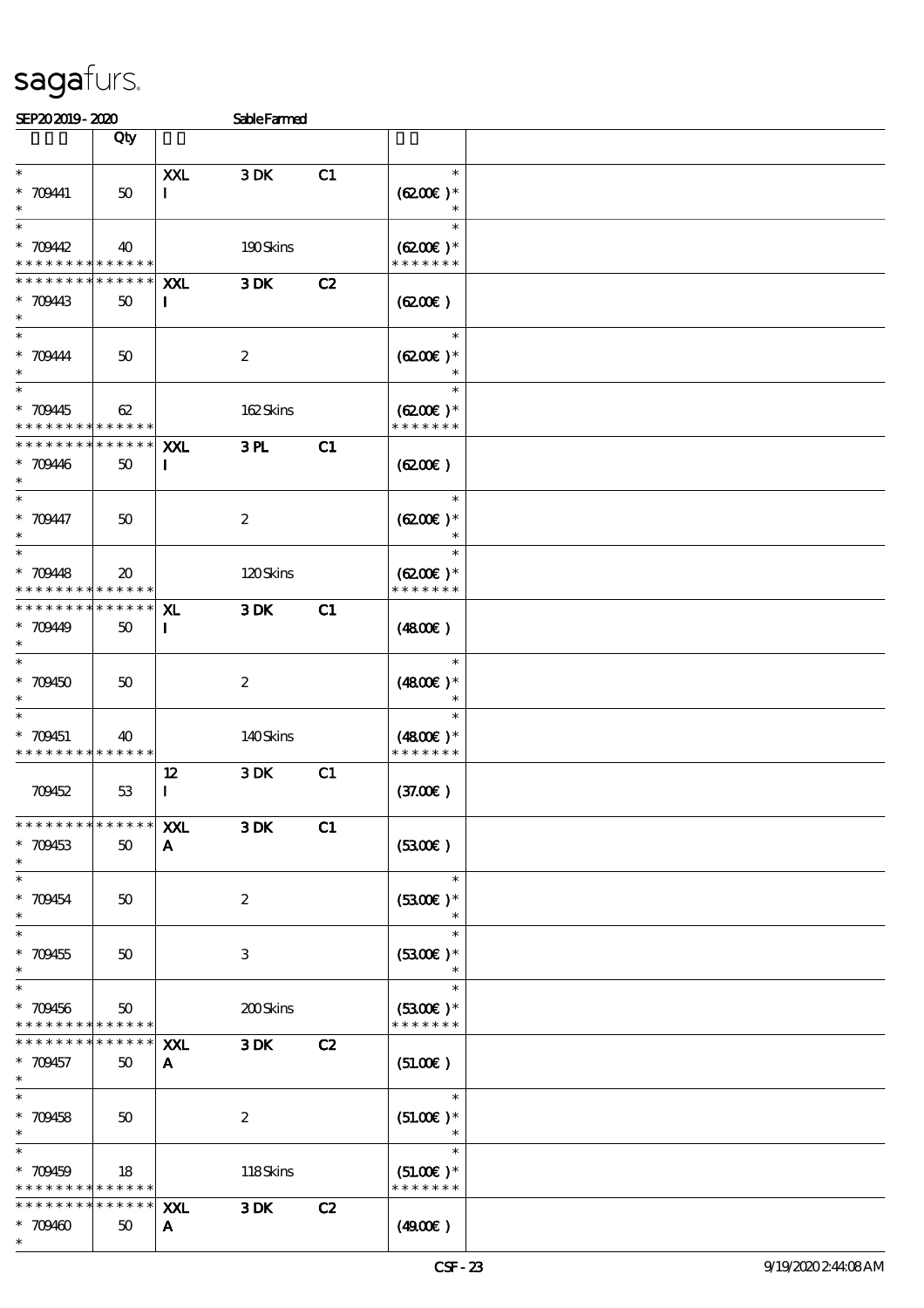sagafurs.

SEP20 2019 - 2020 Sable Farmed

| | Qty | | | | | |
|---|---|---|---|---|---|---|
| * <br> * 709441 <br> * | 50 | XXL <br> I | 3 DK | C1 | * <br> (62.00€ )* <br> * | |
| * <br> * 709442 <br> * * * * * * * * * * * * * * | 40 | | 190 Skins | | * <br> (62.00€ )* <br> * * * * * * * | |
| * * * * * * * * * * * * * * <br> * 709443 <br> * | 50 | XXL <br> I | 3 DK | C2 | (62.00€ ) | |
| * <br> * 709444 <br> * | 50 | | 2 | | * <br> (62.00€ )* <br> * | |
| * <br> * 709445 <br> * * * * * * * * * * * * * * | 62 | | 162 Skins | | * <br> (62.00€ )* <br> * * * * * * * | |
| * * * * * * * * * * * * * * <br> * 709446 <br> * | 50 | XXL <br> I | 3 PL | C1 | (62.00€ ) | |
| * <br> * 709447 <br> * | 50 | | 2 | | * <br> (62.00€ )* <br> * | |
| * <br> * 709448 <br> * * * * * * * * * * * * * * | 20 | | 120 Skins | | * <br> (62.00€ )* <br> * * * * * * * | |
| * * * * * * * * * * * * * * <br> * 709449 <br> * | 50 | XL <br> I | 3 DK | C1 | (48.00€ ) | |
| * <br> * 709450 <br> * | 50 | | 2 | | * <br> (48.00€ )* <br> * | |
| * <br> * 709451 <br> * * * * * * * * * * * * * * | 40 | | 140 Skins | | * <br> (48.00€ )* <br> * * * * * * * | |
| 709452 | 53 | 12 <br> I | 3 DK | C1 | (37.00€ ) | |
| * * * * * * * * * * * * * * <br> * 709453 <br> * | 50 | XXL <br> A | 3 DK | C1 | (53.00€ ) | |
| * <br> * 709454 <br> * | 50 | | 2 | | * <br> (53.00€ )* <br> * | |
| * <br> * 709455 <br> * | 50 | | 3 | | * <br> (53.00€ )* <br> * | |
| * <br> * 709456 <br> * * * * * * * * * * * * * * | 50 | | 200 Skins | | * <br> (53.00€ )* <br> * * * * * * * | |
| * * * * * * * * * * * * * * <br> * 709457 <br> * | 50 | XXL <br> A | 3 DK | C2 | (51.00€ ) | |
| * <br> * 709458 <br> * | 50 | | 2 | | * <br> (51.00€ )* <br> * | |
| * <br> * 709459 <br> * * * * * * * * * * * * * * | 18 | | 118 Skins | | * <br> (51.00€ )* <br> * * * * * * * | |
| * * * * * * * * * * * * * * <br> * 709460 <br> * | 50 | XXL <br> A | 3 DK | C2 | (49.00€ ) | |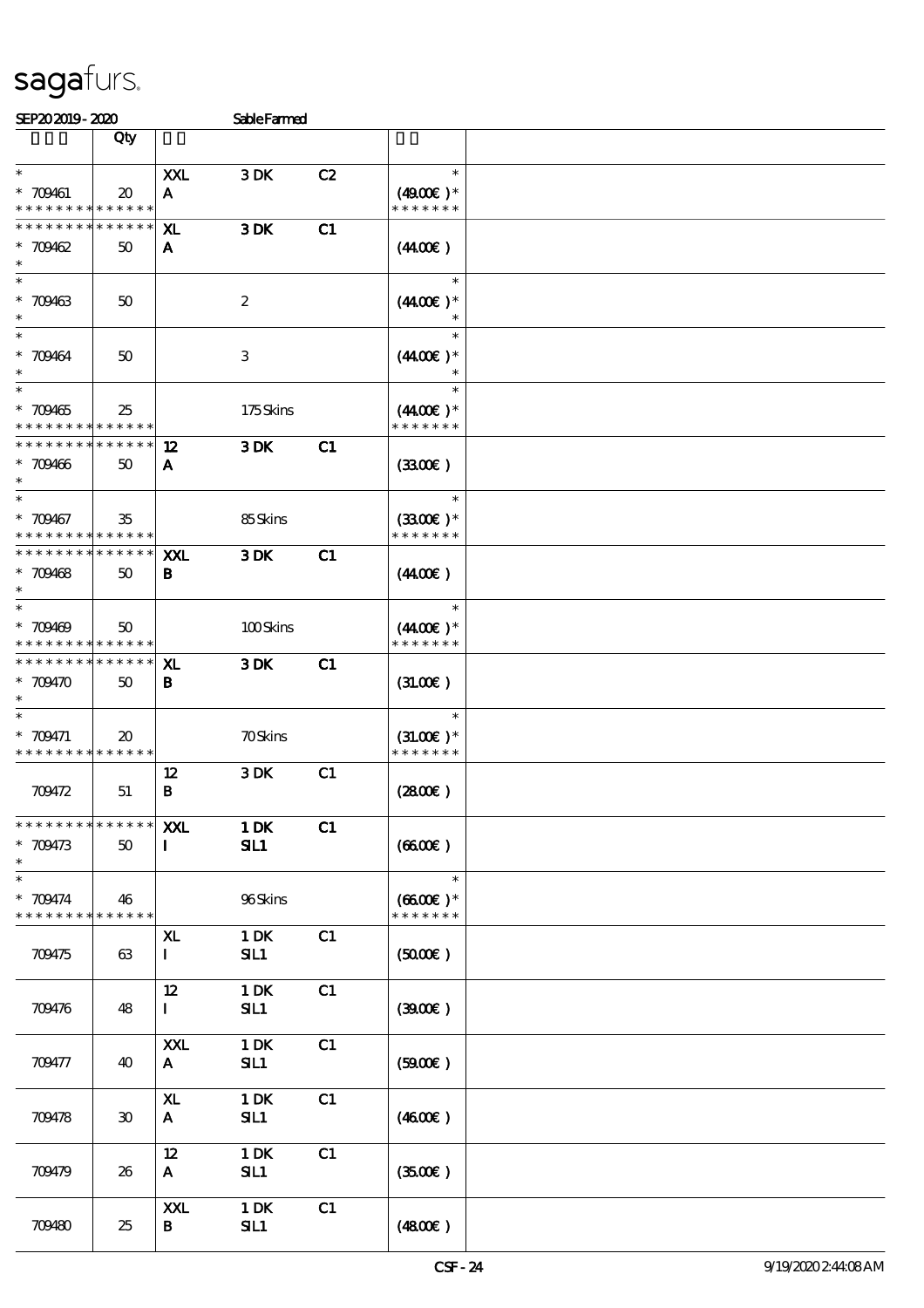SEP20 2019 - 2020 Sable Farmed

| | Qty | | | | | |
|---|---|---|---|---|---|---|
| * <br> * 709461 <br> * * * * * * * * * * * * * * | 20 | XXL <br> A | 3 DK | C2 | * <br> (49.00€ )* <br> * * * * * * * | |
| * * * * * * * * * * * * * * <br> * 709462 <br> * | 50 | XL <br> A | 3 DK | C1 | (44.00€ ) | |
| * <br> * 709463 <br> * | 50 | | 2 | | * <br> (44.00€ )* <br> * | |
| * <br> * 709464 <br> * | 50 | | 3 | | * <br> (44.00€ )* <br> * | |
| * <br> * 709465 <br> * * * * * * * * * * * * * * | 25 | | 175 Skins | | * <br> (44.00€ )* <br> * * * * * * * | |
| * * * * * * * * * * * * * * <br> * 709466 <br> * | 50 | 12 <br> A | 3 DK | C1 | (33.00€ ) | |
| * <br> * 709467 <br> * * * * * * * * * * * * * * | 35 | | 85 Skins | | * <br> (33.00€ )* <br> * * * * * * * | |
| * * * * * * * * * * * * * * <br> * 709468 <br> * | 50 | XXL <br> B | 3 DK | C1 | (44.00€ ) | |
| * <br> * 709469 <br> * * * * * * * * * * * * * * | 50 | | 100 Skins | | * <br> (44.00€ )* <br> * * * * * * * | |
| * * * * * * * * * * * * * * <br> * 709470 <br> * | 50 | XL <br> B | 3 DK | C1 | (31.00€ ) | |
| * <br> * 709471 <br> * * * * * * * * * * * * * * | 20 | | 70 Skins | | * <br> (31.00€ )* <br> * * * * * * * | |
| 709472 | 51 | 12 <br> B | 3 DK | C1 | (28.00€ ) | |
| * * * * * * * * * * * * * * <br> * 709473 <br> * | 50 | XXL <br> I | 1 DK <br> SIL1 | C1 | (66.00€ ) | |
| * <br> * 709474 <br> * * * * * * * * * * * * * * | 46 | | 96 Skins | | * <br> (66.00€ )* <br> * * * * * * * | |
| 709475 | 63 | XL <br> I | 1 DK <br> SIL1 | C1 | (50.00€ ) | |
| 709476 | 48 | 12 <br> I | 1 DK <br> SIL1 | C1 | (39.00€ ) | |
| 709477 | 40 | XXL <br> A | 1 DK <br> SIL1 | C1 | (59.00€ ) | |
| 709478 | 30 | XL <br> A | 1 DK <br> SIL1 | C1 | (46.00€ ) | |
| 709479 | 26 | 12 <br> A | 1 DK <br> SIL1 | C1 | (35.00€ ) | |
| 709480 | 25 | XXL <br> B | 1 DK <br> SIL1 | C1 | (48.00€ ) | |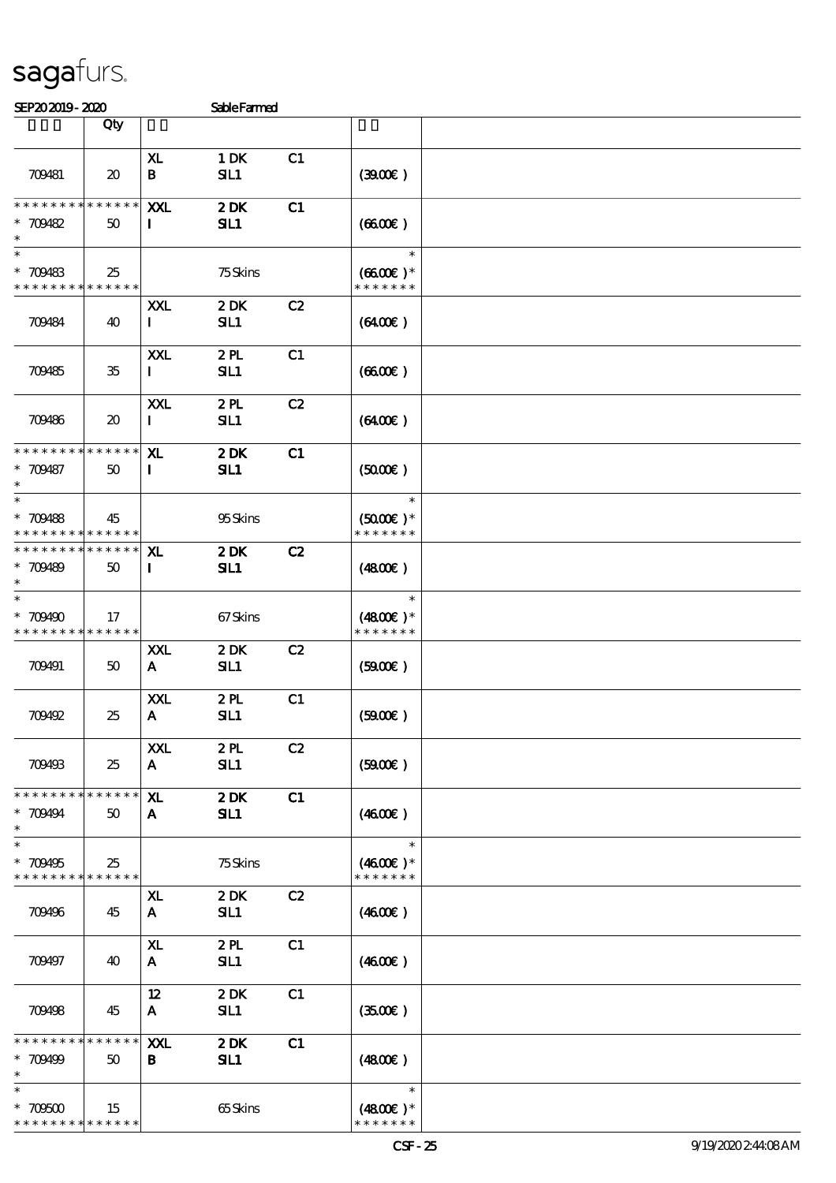# sagafurs.

SEP20 2019 - 2020 Sable Farmed

| | Qty | | | | | |
|---|---|---|---|---|---|---|
| 709481 | 20 | XL B | 1 DK SIL1 | C1 | (39.00€) | |
| ************** * 709482 * | 50 | XXL I | 2 DK SIL1 | C1 | (66.00€) | |
| * * 709483 ************** | 25 | | 75 Skins | | * (66.00€)* ******* | |
| 709484 | 40 | XXL I | 2 DK SIL1 | C2 | (64.00€) | |
| 709485 | 35 | XXL I | 2 PL SIL1 | C1 | (66.00€) | |
| 709486 | 20 | XXL I | 2 PL SIL1 | C2 | (64.00€) | |
| ************** * 709487 * | 50 | XL I | 2 DK SIL1 | C1 | (50.00€) | |
| * * 709488 ************** | 45 | | 95 Skins | | * (50.00€)* ******* | |
| ************** * 709489 * | 50 | XL I | 2 DK SIL1 | C2 | (48.00€) | |
| * * 709490 ************** | 17 | | 67 Skins | | * (48.00€)* ******* | |
| 709491 | 50 | XXL A | 2 DK SIL1 | C2 | (59.00€) | |
| 709492 | 25 | XXL A | 2 PL SIL1 | C1 | (59.00€) | |
| 709493 | 25 | XXL A | 2 PL SIL1 | C2 | (59.00€) | |
| ************** * 709494 * | 50 | XL A | 2 DK SIL1 | C1 | (46.00€) | |
| * * 709495 ************** | 25 | | 75 Skins | | * (46.00€)* ******* | |
| 709496 | 45 | XL A | 2 DK SIL1 | C2 | (46.00€) | |
| 709497 | 40 | XL A | 2 PL SIL1 | C1 | (46.00€) | |
| 709498 | 45 | 12 A | 2 DK SIL1 | C1 | (35.00€) | |
| ************** * 709499 * | 50 | XXL B | 2 DK SIL1 | C1 | (48.00€) | |
| * * 709500 ************** | 15 | | 65 Skins | | * (48.00€)* ******* | |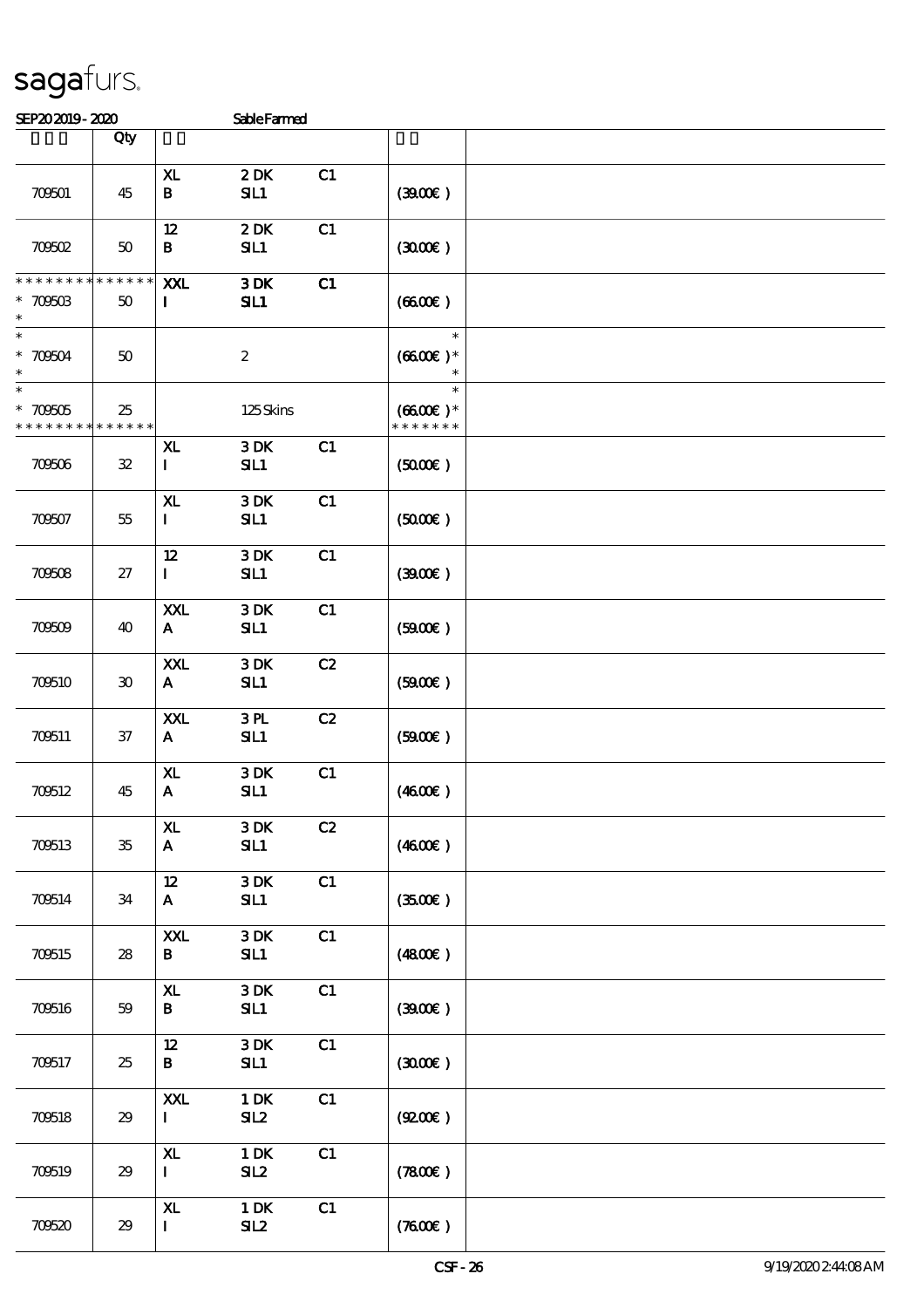sagafurs.

SEP20 2019 - 2020 Sable Farmed

| | Qty | | | | | |
|---|---|---|---|---|---|---|
| 709501 | 45 | XL B | 2 DK SIL1 | C1 | (39.00€) | |
| 709502 | 50 | 12 B | 2 DK SIL1 | C1 | (30.00€) | |
| * * * * * * * * * * * * * * * 709503 * | 50 | XXL I | 3 DK SIL1 | C1 | (66.00€) | |
| * * 709504 * | 50 | | 2 | | * (66.00€) * * | |
| * * 709505 * * * * * * * * * * * * * * | 25 | | 125 Skins | | * (66.00€) * * * * * * * * | |
| 709506 | 32 | XL I | 3 DK SIL1 | C1 | (50.00€) | |
| 709507 | 55 | XL I | 3 DK SIL1 | C1 | (50.00€) | |
| 709508 | 27 | 12 I | 3 DK SIL1 | C1 | (39.00€) | |
| 709509 | 40 | XXL A | 3 DK SIL1 | C1 | (59.00€) | |
| 709510 | 30 | XXL A | 3 DK SIL1 | C2 | (59.00€) | |
| 709511 | 37 | XXL A | 3 PL SIL1 | C2 | (59.00€) | |
| 709512 | 45 | XL A | 3 DK SIL1 | C1 | (46.00€) | |
| 709513 | 35 | XL A | 3 DK SIL1 | C2 | (46.00€) | |
| 709514 | 34 | 12 A | 3 DK SIL1 | C1 | (35.00€) | |
| 709515 | 28 | XXL B | 3 DK SIL1 | C1 | (48.00€) | |
| 709516 | 59 | XL B | 3 DK SIL1 | C1 | (39.00€) | |
| 709517 | 25 | 12 B | 3 DK SIL1 | C1 | (30.00€) | |
| 709518 | 29 | XXL I | 1 DK SIL2 | C1 | (92.00€) | |
| 709519 | 29 | XL I | 1 DK SIL2 | C1 | (78.00€) | |
| 709520 | 29 | XL I | 1 DK SIL2 | C1 | (76.00€) | |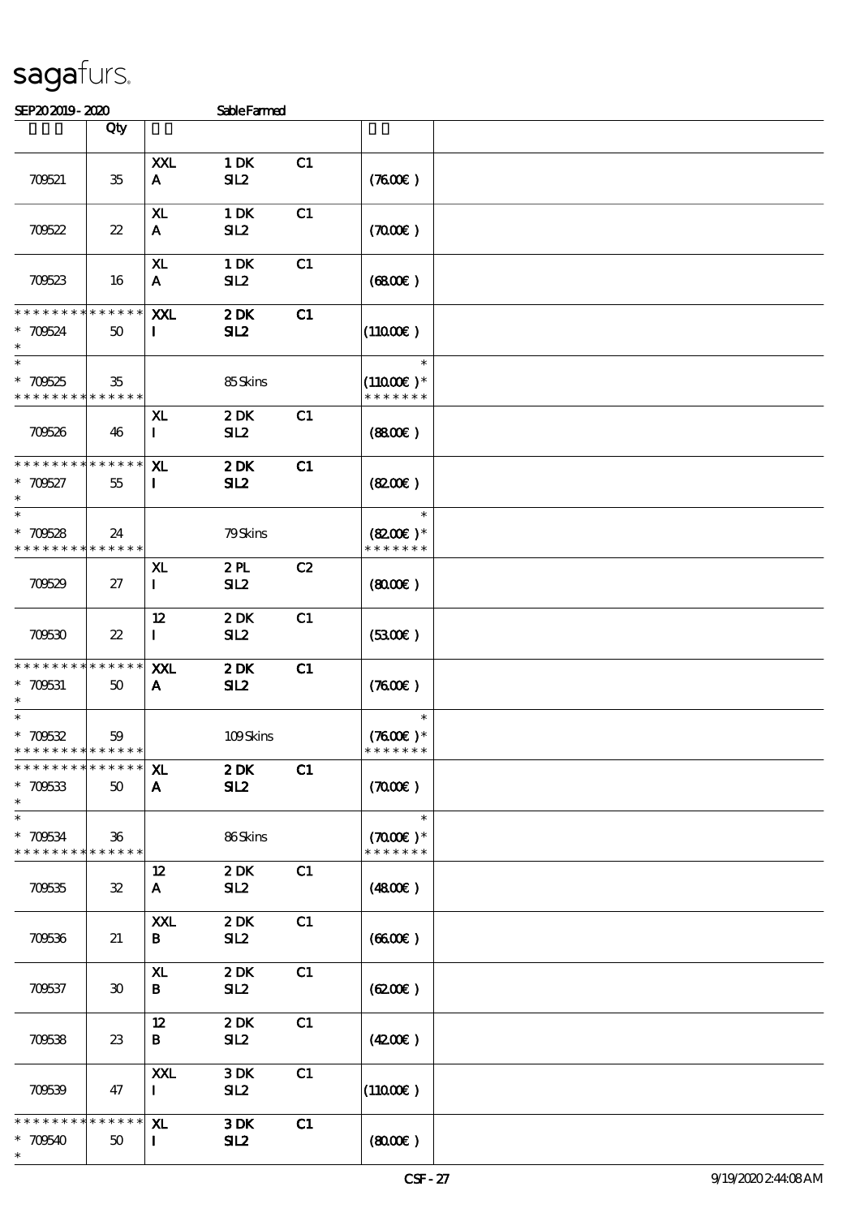sagafurs.

SEP20 2019 - 2020 Sable Farmed

| | Qty | | | | | |
|---|---|---|---|---|---|---|
| 709521 | 35 | XXL<br>A | 1 DK<br>SIL2 | C1 | (76.00€ ) | |
| 709522 | 22 | XL<br>A | 1 DK<br>SIL2 | C1 | (70.00€ ) | |
| 709523 | 16 | XL<br>A | 1 DK<br>SIL2 | C1 | (68.00€ ) | |
| * * * * * * * * * * * * * *<br>* 709524<br>* | 50 | XXL<br>I | 2 DK<br>SIL2 | C1 | (110.00€ ) | |
| *<br>* 709525<br>* * * * * * * * * * * * * * | 35 | | 85 Skins | | *<br>(110.00€ )*<br>* * * * * * * | |
| 709526 | 46 | XL<br>I | 2 DK<br>SIL2 | C1 | (88.00€ ) | |
| * * * * * * * * * * * * * *<br>* 709527<br>* | 55 | XL<br>I | 2 DK<br>SIL2 | C1 | (82.00€ ) | |
| *<br>* 709528<br>* * * * * * * * * * * * * * | 24 | | 79 Skins | | *<br>(82.00€ )*<br>* * * * * * * | |
| 709529 | 27 | XL<br>I | 2 PL<br>SIL2 | C2 | (80.00€ ) | |
| 709530 | 22 | 12<br>I | 2 DK<br>SIL2 | C1 | (53.00€ ) | |
| * * * * * * * * * * * * * *<br>* 709531<br>* | 50 | XXL<br>A | 2 DK<br>SIL2 | C1 | (76.00€ ) | |
| *<br>* 709532<br>* * * * * * * * * * * * * * | 59 | | 109 Skins | | *<br>(76.00€ )*<br>* * * * * * * | |
| * * * * * * * * * * * * * *<br>* 709533<br>* | 50 | XL<br>A | 2 DK<br>SIL2 | C1 | (70.00€ ) | |
| *<br>* 709534<br>* * * * * * * * * * * * * * | 36 | | 86 Skins | | *<br>(70.00€ )*<br>* * * * * * * | |
| 709535 | 32 | 12<br>A | 2 DK<br>SIL2 | C1 | (48.00€ ) | |
| 709536 | 21 | XXL<br>B | 2 DK<br>SIL2 | C1 | (66.00€ ) | |
| 709537 | 30 | XL<br>B | 2 DK<br>SIL2 | C1 | (62.00€ ) | |
| 709538 | 23 | 12<br>B | 2 DK<br>SIL2 | C1 | (42.00€ ) | |
| 709539 | 47 | XXL<br>I | 3 DK<br>SIL2 | C1 | (110.00€ ) | |
| * * * * * * * * * * * * * *<br>* 709540<br>* | 50 | XL<br>I | 3 DK<br>SIL2 | C1 | (80.00€ ) | |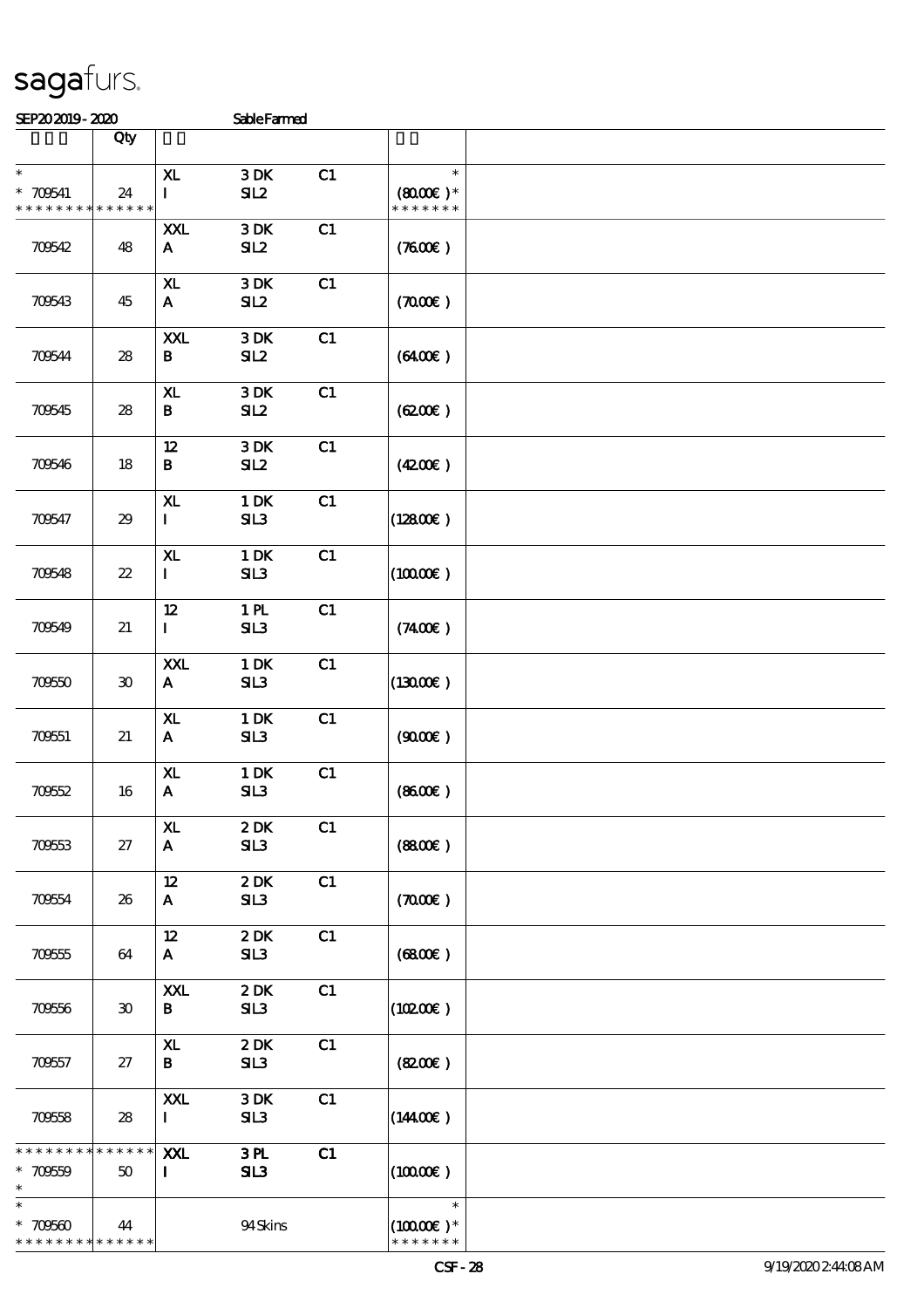SEP20 2019 - 2020 Sable Farmed

| | Qty | | | | | |
|---|---|---|---|---|---|---|
| * <br> * 709541 <br> * * * * * * * * * * * * * * | 24 | XL <br> I | 3 DK <br> SIL2 | C1 | * <br> (80.00€ )* <br> * * * * * * * | |
| 709542 | 48 | XXL <br> A | 3 DK <br> SIL2 | C1 | (76.00€ ) | |
| 709543 | 45 | XL <br> A | 3 DK <br> SIL2 | C1 | (70.00€ ) | |
| 709544 | 28 | XXL <br> B | 3 DK <br> SIL2 | C1 | (64.00€ ) | |
| 709545 | 28 | XL <br> B | 3 DK <br> SIL2 | C1 | (62.00€ ) | |
| 709546 | 18 | 12 <br> B | 3 DK <br> SIL2 | C1 | (42.00€ ) | |
| 709547 | 29 | XL <br> I | 1 DK <br> SIL3 | C1 | (128.00€ ) | |
| 709548 | 22 | XL <br> I | 1 DK <br> SIL3 | C1 | (100.00€ ) | |
| 709549 | 21 | 12 <br> I | 1 PL <br> SIL3 | C1 | (74.00€ ) | |
| 709550 | 30 | XXL <br> A | 1 DK <br> SIL3 | C1 | (130.00€ ) | |
| 709551 | 21 | XL <br> A | 1 DK <br> SIL3 | C1 | (90.00€ ) | |
| 709552 | 16 | XL <br> A | 1 DK <br> SIL3 | C1 | (86.00€ ) | |
| 709553 | 27 | XL <br> A | 2 DK <br> SIL3 | C1 | (88.00€ ) | |
| 709554 | 26 | 12 <br> A | 2 DK <br> SIL3 | C1 | (70.00€ ) | |
| 709555 | 64 | 12 <br> A | 2 DK <br> SIL3 | C1 | (68.00€ ) | |
| 709556 | 30 | XXL <br> B | 2 DK <br> SIL3 | C1 | (102.00€ ) | |
| 709557 | 27 | XL <br> B | 2 DK <br> SIL3 | C1 | (82.00€ ) | |
| 709558 | 28 | XXL <br> I | 3 DK <br> SIL3 | C1 | (144.00€ ) | |
| * * * * * * * * * * * * * * <br> * 709559 <br> * | 50 | XXL <br> I | 3 PL <br> SIL3 | C1 | (100.00€ ) | |
| * <br> * 709560 <br> * * * * * * * * * * * * * * | 44 | | 94 Skins | | * <br> (100.00€ )* <br> * * * * * * * | |

CSF - 28 9/19/2020 2:44:08 AM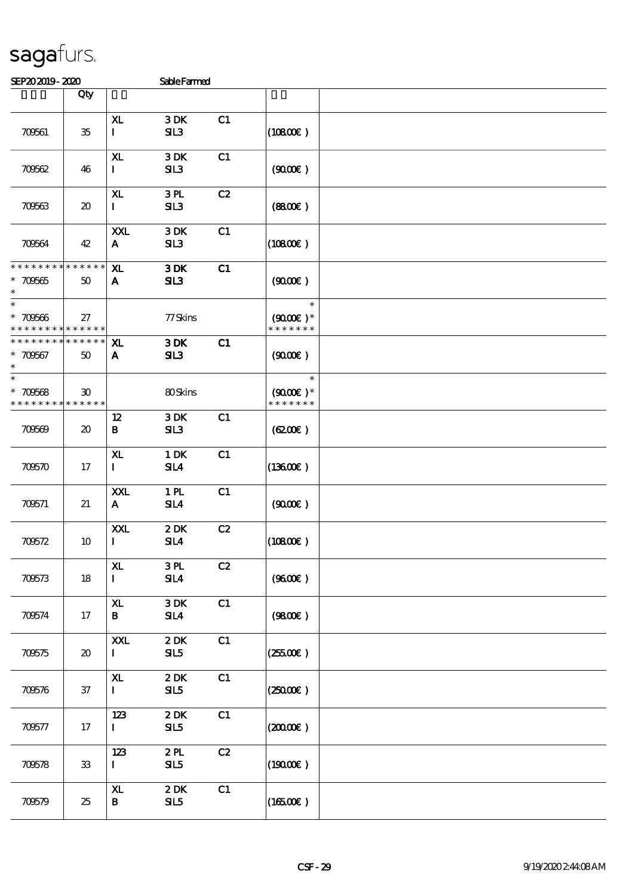sagafurs.

SEP20 2019 - 2020 Sable Farmed

| | Qty | | | | | |
|---|---|---|---|---|---|---|
| 709561 | 35 | XL<br>I | 3 DK<br>SIL3 | C1 | (108.00€) | |
| 709562 | 46 | XL<br>I | 3 DK<br>SIL3 | C1 | (90.00€) | |
| 709563 | 20 | XL<br>I | 3 PL<br>SIL3 | C2 | (88.00€) | |
| 709564 | 42 | XXL<br>A | 3 DK<br>SIL3 | C1 | (108.00€) | |
| * * * * * * * * * * * * * *<br>* 709565<br>* | 50 | XL<br>A | 3 DK<br>SIL3 | C1 | (90.00€) | |
| *<br>* 709566<br>* * * * * * * * * * * * * * | 27 | | 77 Skins | | *<br>(90.00€) *<br>* * * * * * * | |
| * * * * * * * * * * * * * *<br>* 709567<br>* | 50 | XL<br>A | 3 DK<br>SIL3 | C1 | (90.00€) | |
| *<br>* 709568<br>* * * * * * * * * * * * * * | 30 | | 80 Skins | | *<br>(90.00€) *<br>* * * * * * * | |
| 709569 | 20 | 12<br>B | 3 DK<br>SIL3 | C1 | (62.00€) | |
| 709570 | 17 | XL<br>I | 1 DK<br>SIL4 | C1 | (136.00€) | |
| 709571 | 21 | XXL<br>A | 1 PL<br>SIL4 | C1 | (90.00€) | |
| 709572 | 10 | XXL<br>I | 2 DK<br>SIL4 | C2 | (108.00€) | |
| 709573 | 18 | XL<br>I | 3 PL<br>SIL4 | C2 | (96.00€) | |
| 709574 | 17 | XL<br>B | 3 DK<br>SIL4 | C1 | (98.00€) | |
| 709575 | 20 | XXL<br>I | 2 DK<br>SIL5 | C1 | (255.00€) | |
| 709576 | 37 | XL<br>I | 2 DK<br>SIL5 | C1 | (250.00€) | |
| 709577 | 17 | 123<br>I | 2 DK<br>SIL5 | C1 | (200.00€) | |
| 709578 | 33 | 123<br>I | 2 PL<br>SIL5 | C2 | (190.00€) | |
| 709579 | 25 | XL<br>B | 2 DK<br>SIL5 | C1 | (165.00€) | |

CSF - 29 9/19/2020 2:44:08 AM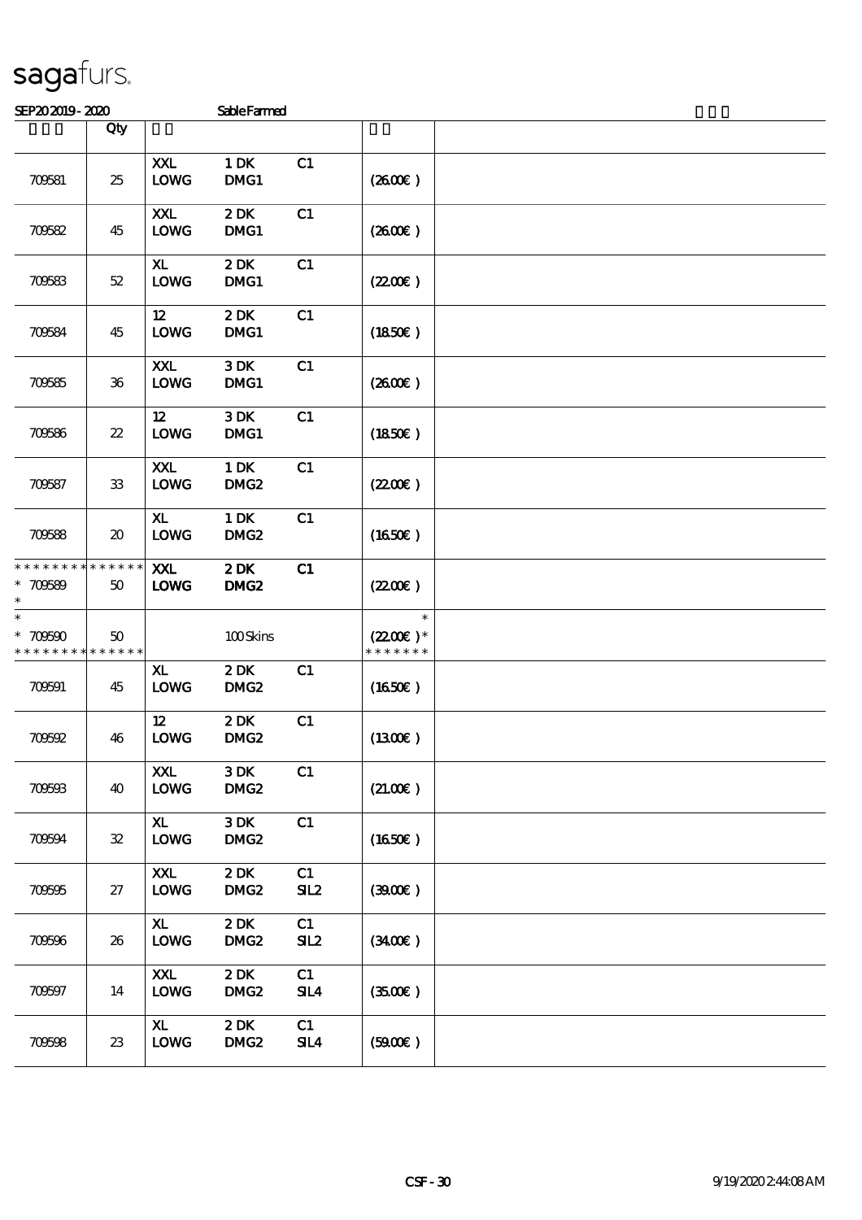sagafurs.

SEP20 2019 - 2020 Sable Farmed

| | Qty | | | | | |
|---|---|---|---|---|---|---|
| 709581 | 25 | XXL LOWG | 1 DK DMG1 | C1 | (26.00€) | |
| 709582 | 45 | XXL LOWG | 2 DK DMG1 | C1 | (26.00€) | |
| 709583 | 52 | XL LOWG | 2 DK DMG1 | C1 | (22.00€) | |
| 709584 | 45 | 12 LOWG | 2 DK DMG1 | C1 | (18.50€) | |
| 709585 | 36 | XXL LOWG | 3 DK DMG1 | C1 | (26.00€) | |
| 709586 | 22 | 12 LOWG | 3 DK DMG1 | C1 | (18.50€) | |
| 709587 | 33 | XXL LOWG | 1 DK DMG2 | C1 | (22.00€) | |
| 709588 | 20 | XL LOWG | 1 DK DMG2 | C1 | (16.50€) | |
| * * * * * * * * * * * * * * 709589 * | 50 | XXL LOWG | 2 DK DMG2 | C1 | (22.00€) | |
| * * 709590 * * * * * * * * * * * * * * | 50 | | 100 Skins | | * (22.00€) * * * * * * * * | |
| 709591 | 45 | XL LOWG | 2 DK DMG2 | C1 | (16.50€) | |
| 709592 | 46 | 12 LOWG | 2 DK DMG2 | C1 | (13.00€) | |
| 709593 | 40 | XXL LOWG | 3 DK DMG2 | C1 | (21.00€) | |
| 709594 | 32 | XL LOWG | 3 DK DMG2 | C1 | (16.50€) | |
| 709595 | 27 | XXL LOWG | 2 DK DMG2 | C1 SIL2 | (39.00€) | |
| 709596 | 26 | XL LOWG | 2 DK DMG2 | C1 SIL2 | (34.00€) | |
| 709597 | 14 | XXL LOWG | 2 DK DMG2 | C1 SIL4 | (35.00€) | |
| 709598 | 23 | XL LOWG | 2 DK DMG2 | C1 SIL4 | (59.00€) | |